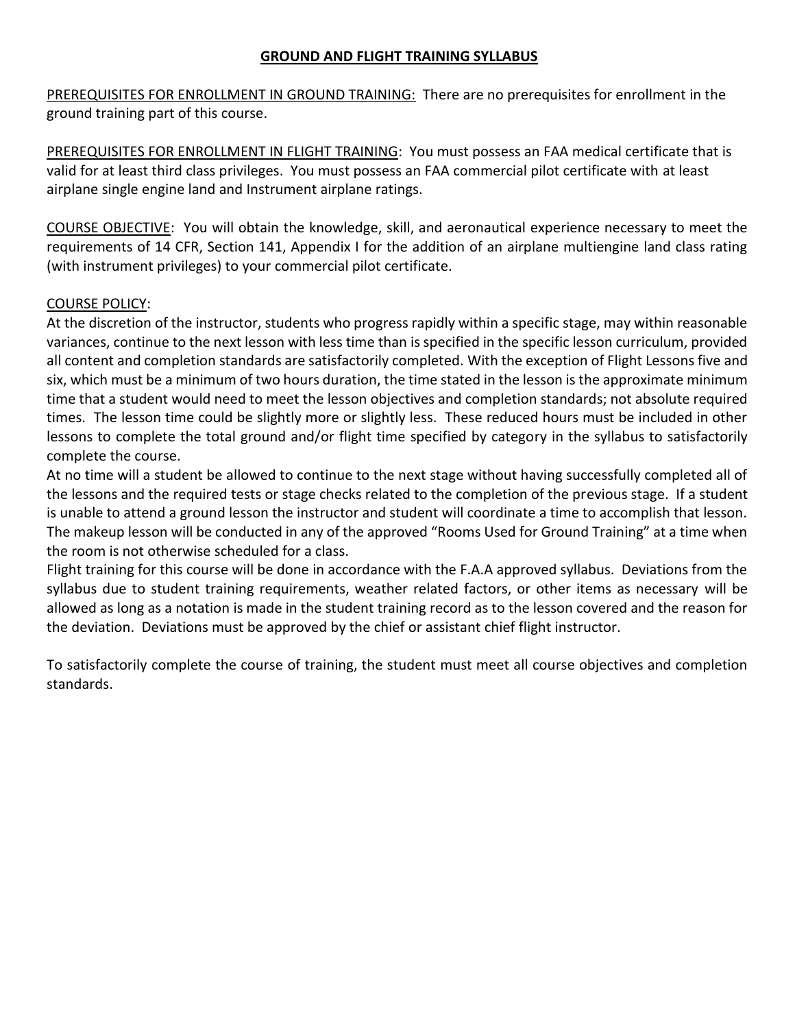# GROUND AND FLIGHT TRAINING SYLLABUS

PREREQUISITES FOR ENROLLMENT IN GROUND TRAINING: There are no prerequisites for enrollment in the ground training part of this course.

PREREQUISITES FOR ENROLLMENT IN FLIGHT TRAINING: You must possess an FAA medical certificate that is valid for at least third class privileges. You must possess an FAA commercial pilot certificate with at least airplane single engine land and Instrument airplane ratings.

COURSE OBJECTIVE: You will obtain the knowledge, skill, and aeronautical experience necessary to meet the requirements of 14 CFR, Section 141, Appendix I for the addition of an airplane multiengine land class rating (with instrument privileges) to your commercial pilot certificate.

COURSE POLICY:

At the discretion of the instructor, students who progress rapidly within a specific stage, may within reasonable variances, continue to the next lesson with less time than is specified in the specific lesson curriculum, provided all content and completion standards are satisfactorily completed. With the exception of Flight Lessons five and six, which must be a minimum of two hours duration, the time stated in the lesson is the approximate minimum time that a student would need to meet the lesson objectives and completion standards; not absolute required times. The lesson time could be slightly more or slightly less. These reduced hours must be included in other lessons to complete the total ground and/or flight time specified by category in the syllabus to satisfactorily complete the course.

At no time will a student be allowed to continue to the next stage without having successfully completed all of the lessons and the required tests or stage checks related to the completion of the previous stage. If a student is unable to attend a ground lesson the instructor and student will coordinate a time to accomplish that lesson. The makeup lesson will be conducted in any of the approved "Rooms Used for Ground Training" at a time when the room is not otherwise scheduled for a class.

Flight training for this course will be done in accordance with the F.A.A approved syllabus. Deviations from the syllabus due to student training requirements, weather related factors, or other items as necessary will be allowed as long as a notation is made in the student training record as to the lesson covered and the reason for the deviation. Deviations must be approved by the chief or assistant chief flight instructor.

To satisfactorily complete the course of training, the student must meet all course objectives and completion standards.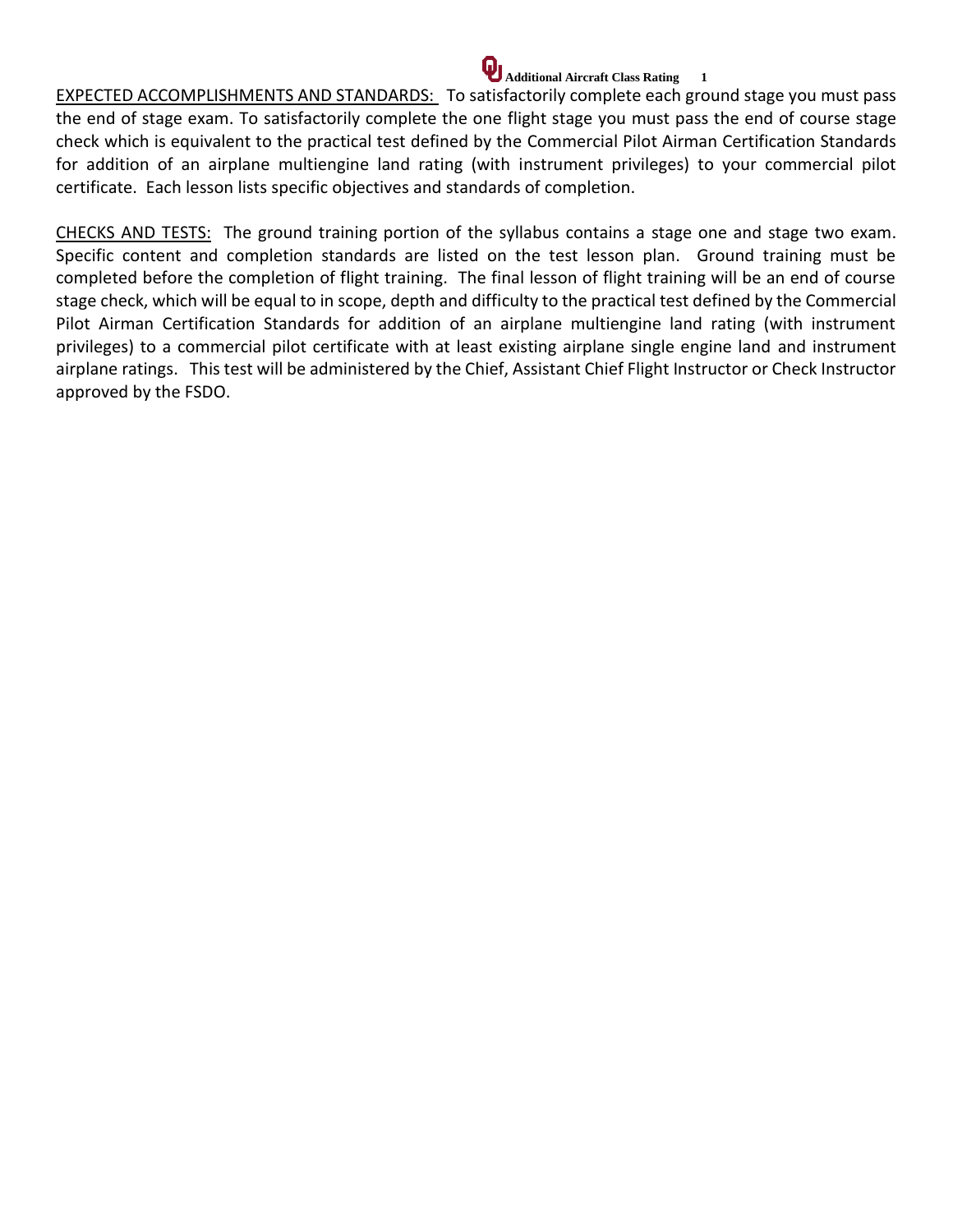EXPECTED ACCOMPLISHMENTS AND STANDARDS: To satisfactorily complete each ground stage you must pass the end of stage exam. To satisfactorily complete the one flight stage you must pass the end of course stage check which is equivalent to the practical test defined by the Commercial Pilot Airman Certification Standards for addition of an airplane multiengine land rating (with instrument privileges) to your commercial pilot certificate. Each lesson lists specific objectives and standards of completion.

CHECKS AND TESTS: The ground training portion of the syllabus contains a stage one and stage two exam. Specific content and completion standards are listed on the test lesson plan. Ground training must be completed before the completion of flight training. The final lesson of flight training will be an end of course stage check, which will be equal to in scope, depth and difficulty to the practical test defined by the Commercial Pilot Airman Certification Standards for addition of an airplane multiengine land rating (with instrument privileges) to a commercial pilot certificate with at least existing airplane single engine land and instrument airplane ratings. This test will be administered by the Chief, Assistant Chief Flight Instructor or Check Instructor approved by the FSDO.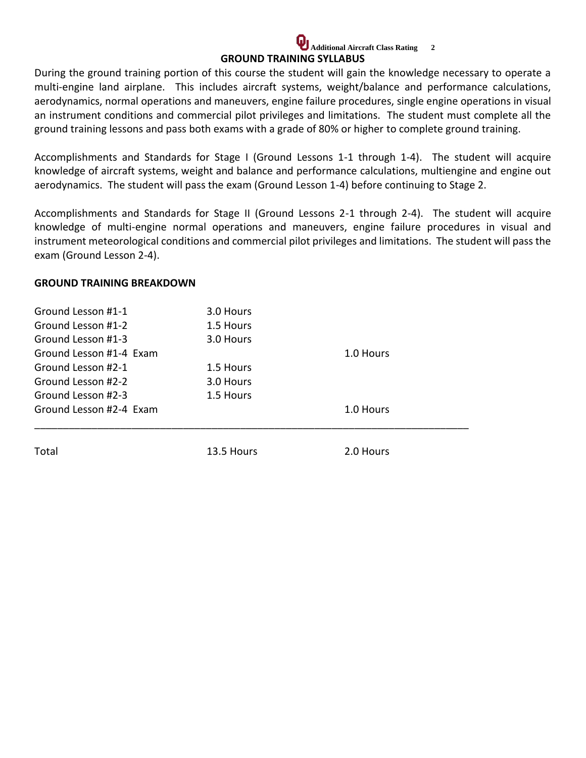## GROUND TRAINING SYLLABUS

During the ground training portion of this course the student will gain the knowledge necessary to operate a multi-engine land airplane. This includes aircraft systems, weight/balance and performance calculations, aerodynamics, normal operations and maneuvers, engine failure procedures, single engine operations in visual an instrument conditions and commercial pilot privileges and limitations. The student must complete all the ground training lessons and pass both exams with a grade of 80% or higher to complete ground training.

Accomplishments and Standards for Stage I (Ground Lessons 1-1 through 1-4). The student will acquire knowledge of aircraft systems, weight and balance and performance calculations, multiengine and engine out aerodynamics. The student will pass the exam (Ground Lesson 1-4) before continuing to Stage 2.

Accomplishments and Standards for Stage II (Ground Lessons 2-1 through 2-4). The student will acquire knowledge of multi-engine normal operations and maneuvers, engine failure procedures in visual and instrument meteorological conditions and commercial pilot privileges and limitations. The student will pass the exam (Ground Lesson 2-4).

**GROUND TRAINING BREAKDOWN**

| | | |
|---|---|---|
| Ground Lesson #1-1 | 3.0 Hours | |
| Ground Lesson #1-2 | 1.5 Hours | |
| Ground Lesson #1-3 | 3.0 Hours | |
| Ground Lesson #1-4 Exam | | 1.0 Hours |
| Ground Lesson #2-1 | 1.5 Hours | |
| Ground Lesson #2-2 | 3.0 Hours | |
| Ground Lesson #2-3 | 1.5 Hours | |
| Ground Lesson #2-4 Exam | | 1.0 Hours |
| Total | 13.5 Hours | 2.0 Hours |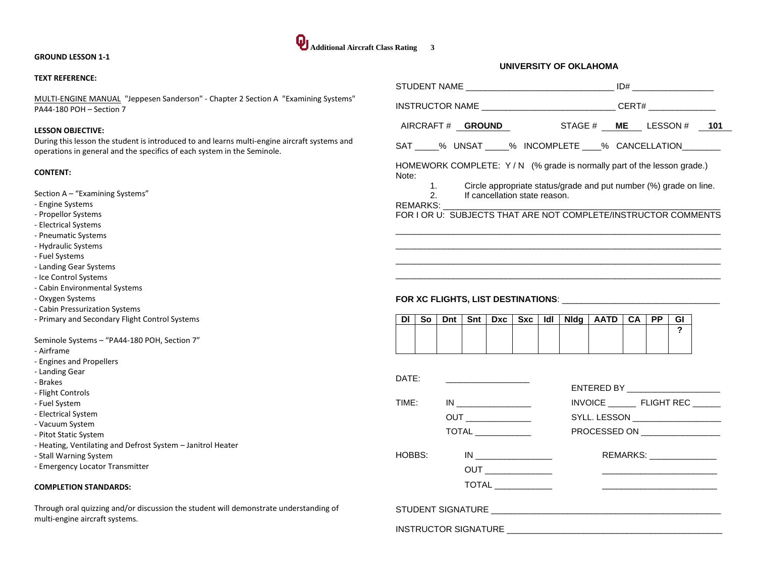## GROUND LESSON 1-1

**TEXT REFERENCE:**

MULTI-ENGINE MANUAL "Jeppesen Sanderson" - Chapter 2 Section A "Examining Systems"
PA44-180 POH – Section 7

**LESSON OBJECTIVE:**
During this lesson the student is introduced to and learns multi-engine aircraft systems and operations in general and the specifics of each system in the Seminole.

**CONTENT:**

Section A – "Examining Systems"
- Engine Systems
- Propellor Systems
- Electrical Systems
- Pneumatic Systems
- Hydraulic Systems
- Fuel Systems
- Landing Gear Systems
- Ice Control Systems
- Cabin Environmental Systems
- Oxygen Systems
- Cabin Pressurization Systems
- Primary and Secondary Flight Control Systems

Seminole Systems – "PA44-180 POH, Section 7"
- Airframe
- Engines and Propellers
- Landing Gear
- Brakes
- Flight Controls
- Fuel System
- Electrical System
- Vacuum System
- Pitot Static System
- Heating, Ventilating and Defrost System – Janitrol Heater
- Stall Warning System
- Emergency Locator Transmitter

**COMPLETION STANDARDS:**

Through oral quizzing and/or discussion the student will demonstrate understanding of multi-engine aircraft systems.

**UNIVERSITY OF OKLAHOMA**

STUDENT NAME ______________________________ ID# _________________

INSTRUCTOR NAME ___________________________ CERT# ______________

AIRCRAFT # **GROUND** STAGE # **ME** LESSON # **101**

SAT _____% UNSAT _____% INCOMPLETE ____% CANCELLATION________

HOMEWORK COMPLETE: Y / N (% grade is normally part of the lesson grade.)
Note:
1. Circle appropriate status/grade and put number (%) grade on line.
2. If cancellation state reason.

REMARKS: ________________________________________________________
FOR I OR U: SUBJECTS THAT ARE NOT COMPLETE/INSTRUCTOR COMMENTS
_____________________________________________________________________
_____________________________________________________________________
_____________________________________________________________________
_____________________________________________________________________

**FOR XC FLIGHTS, LIST DESTINATIONS**: ________________________________

| DI | So | Dnt | Snt | Dxc | Sxc | Idl | Nldg | AATD | CA | PP | GI |
|---|---|---|---|---|---|---|---|---|---|---|---|
| | | | | | | | | | | | ? |

DATE: __________________

ENTERED BY ___________________

TIME: IN ________________

INVOICE ______ FLIGHT REC ______

OUT ______________

SYLL. LESSON ___________________

TOTAL ____________

PROCESSED ON _________________

HOBBS: IN ________________

REMARKS: ______________

OUT ______________

TOTAL ____________

STUDENT SIGNATURE ______________________________________________

INSTRUCTOR SIGNATURE ____________________________________________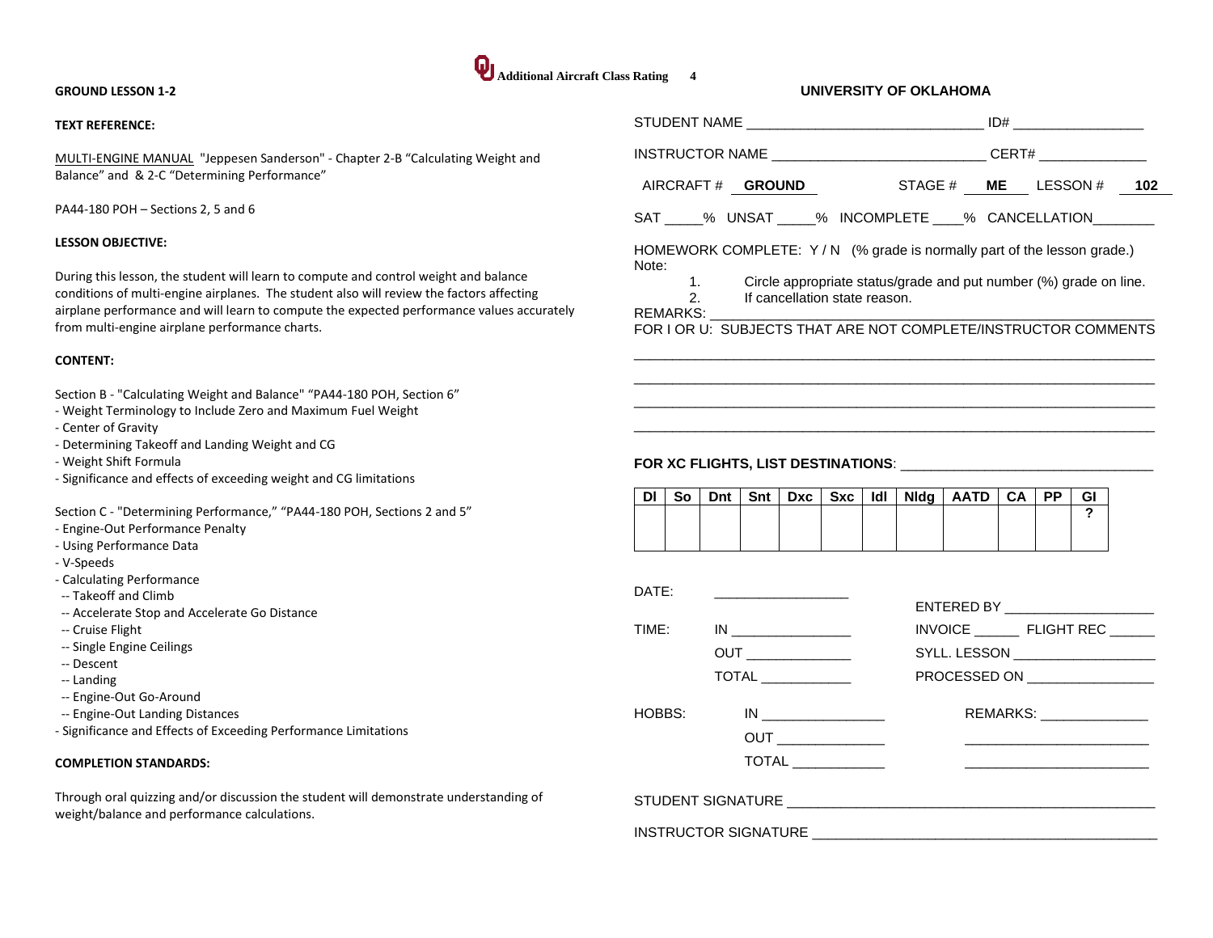**GROUND LESSON 1-2**

**TEXT REFERENCE:**

MULTI-ENGINE MANUAL "Jeppesen Sanderson" - Chapter 2-B "Calculating Weight and Balance" and & 2-C "Determining Performance"

PA44-180 POH – Sections 2, 5 and 6

**LESSON OBJECTIVE:**

During this lesson, the student will learn to compute and control weight and balance conditions of multi-engine airplanes. The student also will review the factors affecting airplane performance and will learn to compute the expected performance values accurately from multi-engine airplane performance charts.

**CONTENT:**

Section B - "Calculating Weight and Balance" "PA44-180 POH, Section 6"
- Weight Terminology to Include Zero and Maximum Fuel Weight
- Center of Gravity
- Determining Takeoff and Landing Weight and CG
- Weight Shift Formula
- Significance and effects of exceeding weight and CG limitations

Section C - "Determining Performance," "PA44-180 POH, Sections 2 and 5"
- Engine-Out Performance Penalty
- Using Performance Data
- V-Speeds
- Calculating Performance
  - -- Takeoff and Climb
  - -- Accelerate Stop and Accelerate Go Distance
  - -- Cruise Flight
  - -- Single Engine Ceilings
  - -- Descent
  - -- Landing
  - -- Engine-Out Go-Around
  - -- Engine-Out Landing Distances
- Significance and Effects of Exceeding Performance Limitations

**COMPLETION STANDARDS:**

Through oral quizzing and/or discussion the student will demonstrate understanding of weight/balance and performance calculations.

**UNIVERSITY OF OKLAHOMA**

STUDENT NAME ______________________________ ID# _________________

INSTRUCTOR NAME ___________________________ CERT# ______________

AIRCRAFT # **GROUND** STAGE # **ME** LESSON # **102**

SAT _____% UNSAT _____% INCOMPLETE ____% CANCELLATION________

HOMEWORK COMPLETE: Y / N (% grade is normally part of the lesson grade.)

Note:
1. Circle appropriate status/grade and put number (%) grade on line.
2. If cancellation state reason.

REMARKS: ________________________________________________

FOR I OR U: SUBJECTS THAT ARE NOT COMPLETE/INSTRUCTOR COMMENTS

________________________________________________________________

________________________________________________________________

________________________________________________________________

________________________________________________________________

**FOR XC FLIGHTS, LIST DESTINATIONS**: ________________________________

| Dl | So | Dnt | Snt | Dxc | Sxc | Idl | Nldg | AATD | CA | PP | GI |
|---|---|---|---|---|---|---|---|---|---|---|---|
| | | | | | | | | | | | ? |

DATE: _________________

TIME: IN ________________ OUT ______________ TOTAL ____________

HOBBS: IN ________________ OUT ______________ TOTAL ____________

ENTERED BY ____________________

INVOICE ______ FLIGHT REC ______

SYLL. LESSON ___________________

PROCESSED ON _________________

REMARKS: ______________

________________________

________________________

STUDENT SIGNATURE ______________________________________________

INSTRUCTOR SIGNATURE ___________________________________________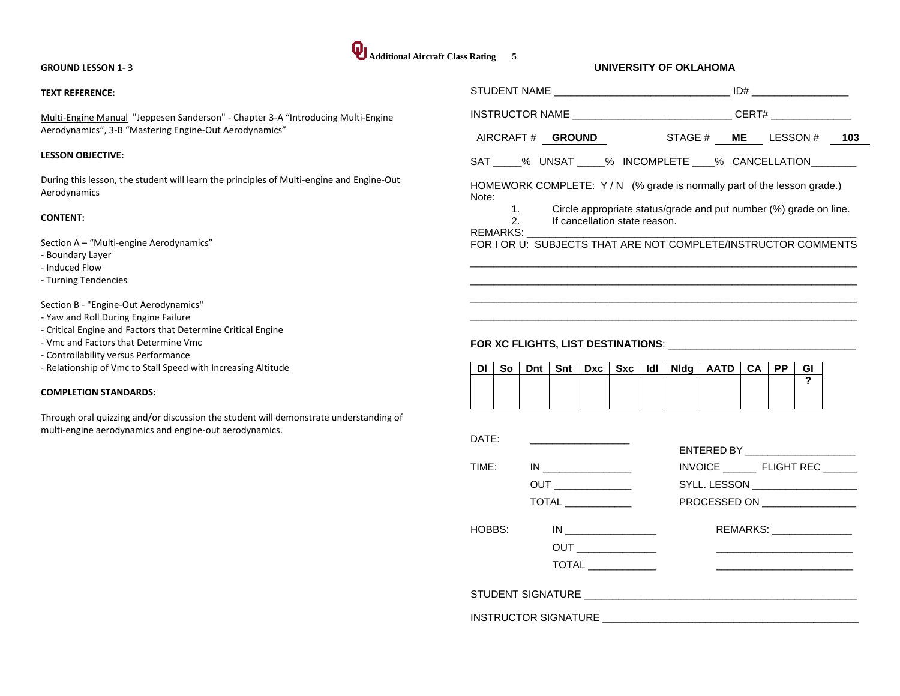**GROUND LESSON 1- 3**

**TEXT REFERENCE:**

Multi-Engine Manual "Jeppesen Sanderson" - Chapter 3-A "Introducing Multi-Engine Aerodynamics", 3-B "Mastering Engine-Out Aerodynamics"

**LESSON OBJECTIVE:**

During this lesson, the student will learn the principles of Multi-engine and Engine-Out Aerodynamics

**CONTENT:**

Section A – "Multi-engine Aerodynamics"
- Boundary Layer
- Induced Flow
- Turning Tendencies

Section B - "Engine-Out Aerodynamics"
- Yaw and Roll During Engine Failure
- Critical Engine and Factors that Determine Critical Engine
- Vmc and Factors that Determine Vmc
- Controllability versus Performance
- Relationship of Vmc to Stall Speed with Increasing Altitude

**COMPLETION STANDARDS:**

Through oral quizzing and/or discussion the student will demonstrate understanding of multi-engine aerodynamics and engine-out aerodynamics.

**UNIVERSITY OF OKLAHOMA**

STUDENT NAME ______________________________ ID# _________________

INSTRUCTOR NAME ___________________________ CERT# ______________

AIRCRAFT # **GROUND** STAGE # **ME** LESSON # **103**

SAT _____% UNSAT _____% INCOMPLETE ____% CANCELLATION________

HOMEWORK COMPLETE: Y / N (% grade is normally part of the lesson grade.)

Note:

1. Circle appropriate status/grade and put number (%) grade on line.
2. If cancellation state reason.

REMARKS: ___________________________________________________________

FOR I OR U: SUBJECTS THAT ARE NOT COMPLETE/INSTRUCTOR COMMENTS

_____________________________________________________________________

_____________________________________________________________________

_____________________________________________________________________

_____________________________________________________________________

**FOR XC FLIGHTS, LIST DESTINATIONS**: ________________________________

| Dl | So | Dnt | Snt | Dxc | Sxc | Idl | Nldg | AATD | CA | PP | GI ? |
|---|---|---|---|---|---|---|---|---|---|---|---|
| | | | | | | | | | | | |

DATE: _________________

TIME: IN ________________ OUT ______________ TOTAL ____________

ENTERED BY ____________________

INVOICE ______ FLIGHT REC ______

SYLL. LESSON ___________________

PROCESSED ON _________________

HOBBS: IN ________________ OUT ______________ TOTAL ____________

REMARKS: ______________

________________________

________________________

STUDENT SIGNATURE ________________________________________________

INSTRUCTOR SIGNATURE _____________________________________________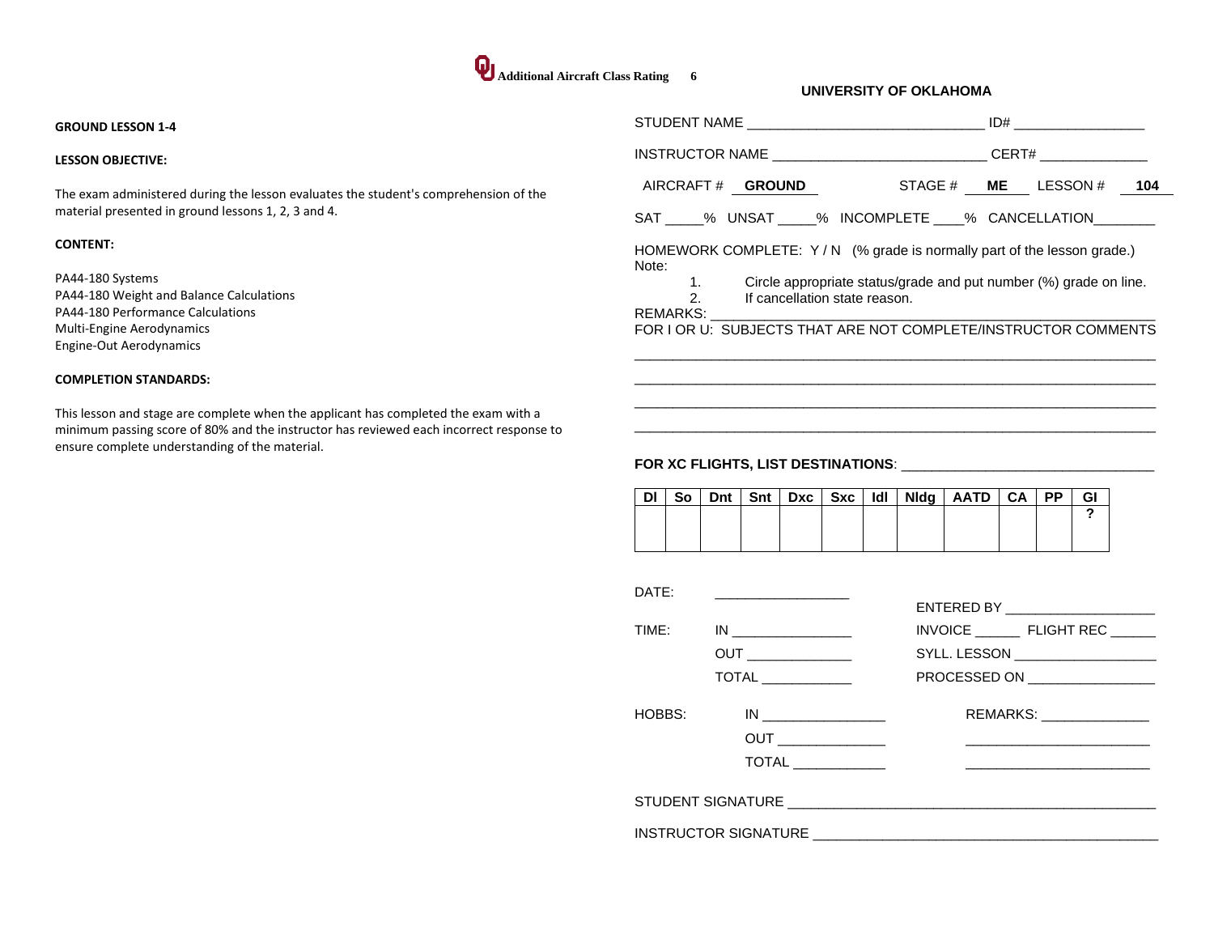**GROUND LESSON 1-4**

**LESSON OBJECTIVE:**

The exam administered during the lesson evaluates the student's comprehension of the material presented in ground lessons 1, 2, 3 and 4.

**CONTENT:**

PA44-180 Systems
PA44-180 Weight and Balance Calculations
PA44-180 Performance Calculations
Multi-Engine Aerodynamics
Engine-Out Aerodynamics

**COMPLETION STANDARDS:**

This lesson and stage are complete when the applicant has completed the exam with a minimum passing score of 80% and the instructor has reviewed each incorrect response to ensure complete understanding of the material.

**UNIVERSITY OF OKLAHOMA**

STUDENT NAME ______________________________ ID# _________________

INSTRUCTOR NAME ___________________________ CERT# _____________

AIRCRAFT # **GROUND** STAGE # **ME** LESSON # **104**

SAT _____% UNSAT _____% INCOMPLETE ____% CANCELLATION________

HOMEWORK COMPLETE: Y / N (% grade is normally part of the lesson grade.)

Note:

1. Circle appropriate status/grade and put number (%) grade on line.
2. If cancellation state reason.

REMARKS: ____________________________________________________

FOR I OR U: SUBJECTS THAT ARE NOT COMPLETE/INSTRUCTOR COMMENTS

_________________________________________________________________

_________________________________________________________________

_________________________________________________________________

_________________________________________________________________

**FOR XC FLIGHTS, LIST DESTINATIONS**: _________________________________

| DI | So | Dnt | Snt | Dxc | Sxc | Idl | Nldg | AATD | CA | PP | GI ? |
|---|---|---|---|---|---|---|---|---|---|---|---|
| | | | | | | | | | | | |

DATE: _________________

ENTERED BY ___________________

TIME: IN ________________ INVOICE ______ FLIGHT REC ______

OUT ______________ SYLL. LESSON __________________

TOTAL ____________ PROCESSED ON ________________

HOBBS: IN ________________ REMARKS: ______________

OUT ______________ ________________________

TOTAL ____________ ________________________

STUDENT SIGNATURE _______________________________________________

INSTRUCTOR SIGNATURE ____________________________________________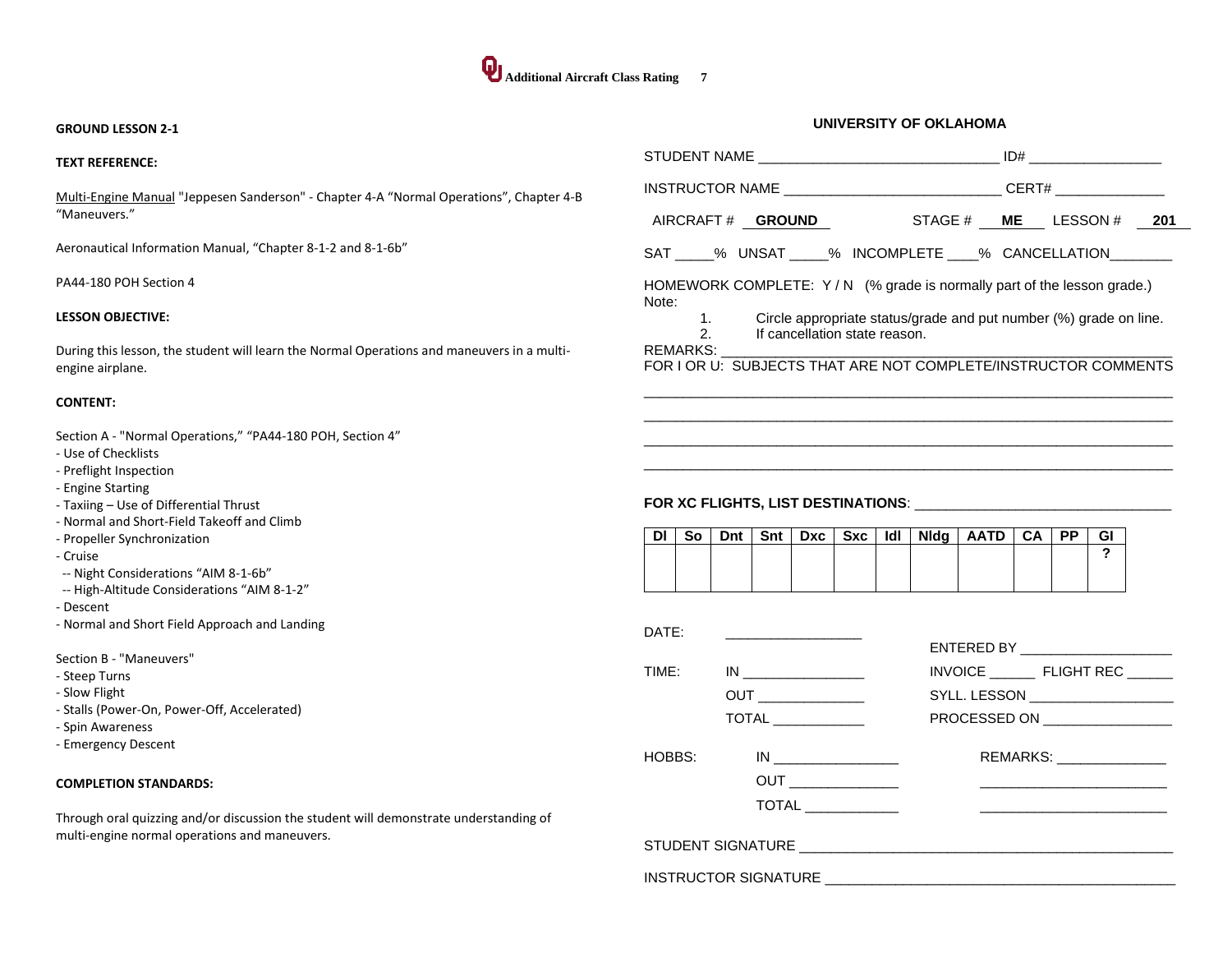## GROUND LESSON 2-1

**TEXT REFERENCE:**

Multi-Engine Manual "Jeppesen Sanderson" - Chapter 4-A "Normal Operations", Chapter 4-B "Maneuvers."

Aeronautical Information Manual, "Chapter 8-1-2 and 8-1-6b"

PA44-180 POH Section 4

**LESSON OBJECTIVE:**

During this lesson, the student will learn the Normal Operations and maneuvers in a multi-engine airplane.

**CONTENT:**

Section A - "Normal Operations," "PA44-180 POH, Section 4"
- Use of Checklists
- Preflight Inspection
- Engine Starting
- Taxiing – Use of Differential Thrust
- Normal and Short-Field Takeoff and Climb
- Propeller Synchronization
- Cruise
  - -- Night Considerations "AIM 8-1-6b"
  - -- High-Altitude Considerations "AIM 8-1-2"
- Descent
- Normal and Short Field Approach and Landing

Section B - "Maneuvers"
- Steep Turns
- Slow Flight
- Stalls (Power-On, Power-Off, Accelerated)
- Spin Awareness
- Emergency Descent

**COMPLETION STANDARDS:**

Through oral quizzing and/or discussion the student will demonstrate understanding of multi-engine normal operations and maneuvers.

### UNIVERSITY OF OKLAHOMA

STUDENT NAME ______________________________ ID# _________________

INSTRUCTOR NAME ____________________________ CERT# ______________

AIRCRAFT # **GROUND** STAGE # **ME** LESSON # **201**

SAT _____% UNSAT _____% INCOMPLETE ____% CANCELLATION________

HOMEWORK COMPLETE: Y / N (% grade is normally part of the lesson grade.)

Note:
1. Circle appropriate status/grade and put number (%) grade on line.
2. If cancellation state reason.

REMARKS: ________________________________________________________

FOR I OR U: SUBJECTS THAT ARE NOT COMPLETE/INSTRUCTOR COMMENTS

____________________________________________________________________

____________________________________________________________________

____________________________________________________________________

____________________________________________________________________

**FOR XC FLIGHTS, LIST DESTINATIONS**: _________________________________

| Dl | So | Dnt | Snt | Dxc | Sxc | Idl | Nldg | AATD | CA | PP | GI |
|---|---|---|---|---|---|---|---|---|---|---|---|
| | | | | | | | | | | | ? |

DATE: _________________

ENTERED BY ___________________

TIME: IN ________________ OUT ______________ TOTAL ____________

INVOICE ______ FLIGHT REC ______

SYLL. LESSON ___________________

PROCESSED ON _________________

HOBBS: IN ________________ OUT ______________ TOTAL ____________

REMARKS: ______________

________________________

________________________

STUDENT SIGNATURE _______________________________________________

INSTRUCTOR SIGNATURE ____________________________________________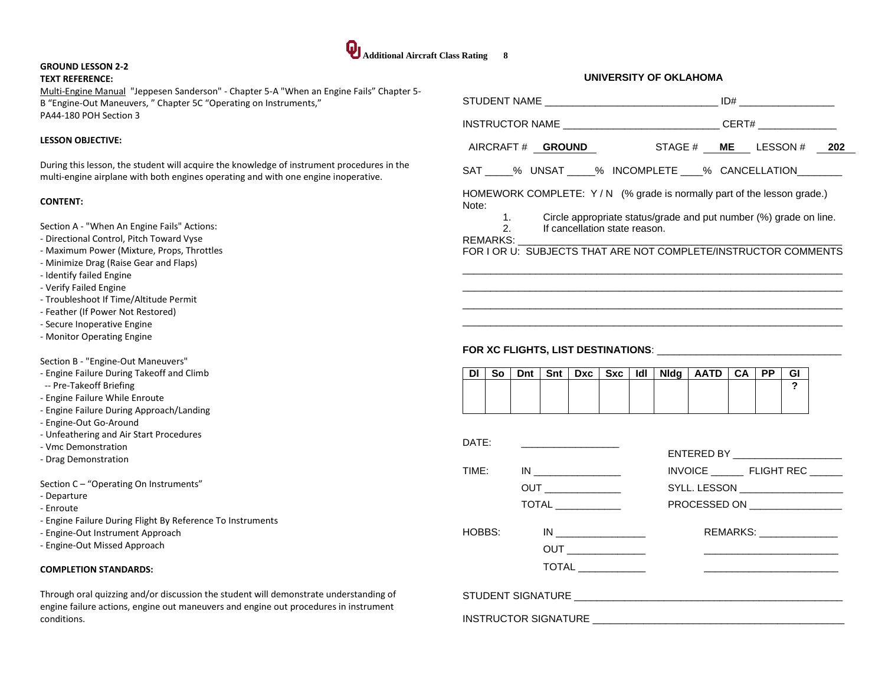## GROUND LESSON 2-2

**TEXT REFERENCE:**

Multi-Engine Manual "Jeppesen Sanderson" - Chapter 5-A "When an Engine Fails" Chapter 5-B "Engine-Out Maneuvers, " Chapter 5C "Operating on Instruments,"
PA44-180 POH Section 3

**LESSON OBJECTIVE:**

During this lesson, the student will acquire the knowledge of instrument procedures in the multi-engine airplane with both engines operating and with one engine inoperative.

**CONTENT:**

Section A - "When An Engine Fails" Actions:
- Directional Control, Pitch Toward Vyse
- Maximum Power (Mixture, Props, Throttles
- Minimize Drag (Raise Gear and Flaps)
- Identify failed Engine
- Verify Failed Engine
- Troubleshoot If Time/Altitude Permit
- Feather (If Power Not Restored)
- Secure Inoperative Engine
- Monitor Operating Engine

Section B - "Engine-Out Maneuvers"
- Engine Failure During Takeoff and Climb
  -- Pre-Takeoff Briefing
- Engine Failure While Enroute
- Engine Failure During Approach/Landing
- Engine-Out Go-Around
- Unfeathering and Air Start Procedures
- Vmc Demonstration
- Drag Demonstration

Section C – "Operating On Instruments"
- Departure
- Enroute
- Engine Failure During Flight By Reference To Instruments
- Engine-Out Instrument Approach
- Engine-Out Missed Approach

**COMPLETION STANDARDS:**

Through oral quizzing and/or discussion the student will demonstrate understanding of engine failure actions, engine out maneuvers and engine out procedures in instrument conditions.

**UNIVERSITY OF OKLAHOMA**

STUDENT NAME ______________________________ ID# _________________

INSTRUCTOR NAME ___________________________ CERT# ______________

AIRCRAFT # **GROUND** STAGE # **ME** LESSON # **202**

SAT _____% UNSAT _____% INCOMPLETE ____% CANCELLATION________

HOMEWORK COMPLETE: Y / N (% grade is normally part of the lesson grade.)
Note:
1. Circle appropriate status/grade and put number (%) grade on line.
2. If cancellation state reason.

REMARKS: ________________________________________________________
FOR I OR U: SUBJECTS THAT ARE NOT COMPLETE/INSTRUCTOR COMMENTS
______________________________________________________________________
______________________________________________________________________
______________________________________________________________________
______________________________________________________________________

**FOR XC FLIGHTS, LIST DESTINATIONS**: ________________________________

| DI | So | Dnt | Snt | Dxc | Sxc | Idl | Nldg | AATD | CA | PP | GI |
|---|---|---|---|---|---|---|---|---|---|---|---|
| | | | | | | | | | | | ? |

DATE: __________________

TIME: IN ________________
OUT ______________
TOTAL ____________

HOBBS: IN ________________
OUT ______________
TOTAL ____________

ENTERED BY ____________________
INVOICE ______ FLIGHT REC ______
SYLL. LESSON ___________________
PROCESSED ON _________________

REMARKS: ______________
________________________
________________________

STUDENT SIGNATURE ______________________________________________

INSTRUCTOR SIGNATURE ___________________________________________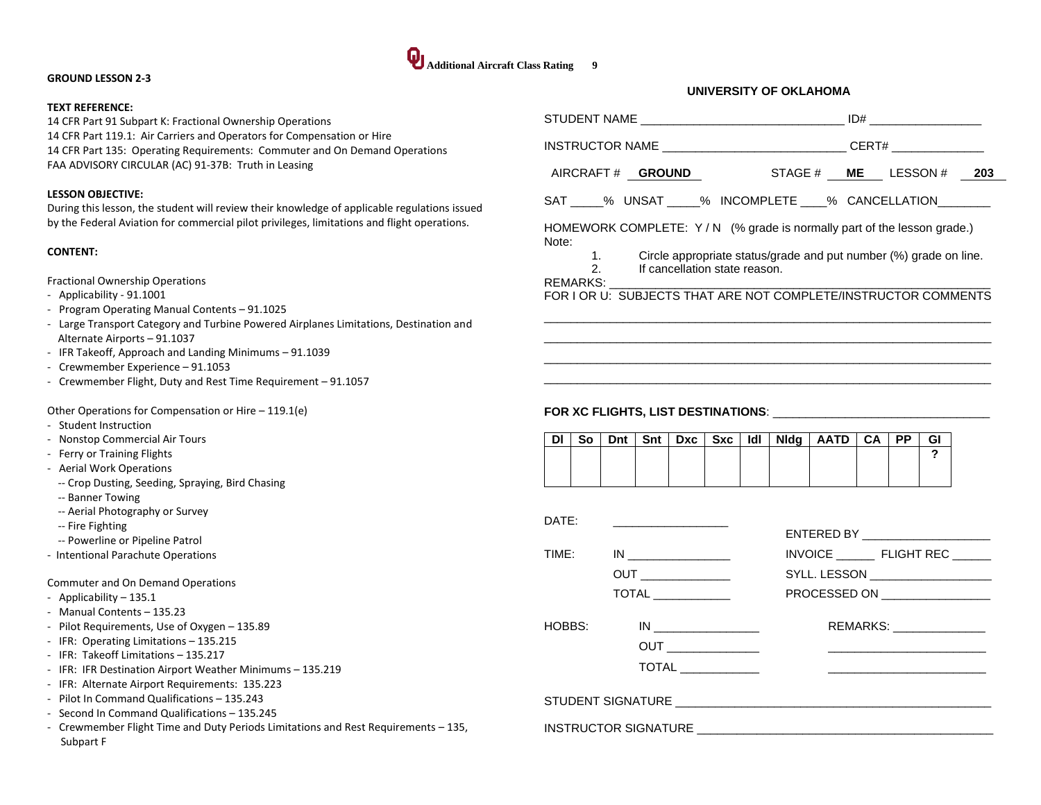## GROUND LESSON 2-3

**TEXT REFERENCE:**
14 CFR Part 91 Subpart K: Fractional Ownership Operations
14 CFR Part 119.1: Air Carriers and Operators for Compensation or Hire
14 CFR Part 135: Operating Requirements: Commuter and On Demand Operations
FAA ADVISORY CIRCULAR (AC) 91-37B: Truth in Leasing

**LESSON OBJECTIVE:**
During this lesson, the student will review their knowledge of applicable regulations issued by the Federal Aviation for commercial pilot privileges, limitations and flight operations.

**CONTENT:**

Fractional Ownership Operations
- Applicability - 91.1001
- Program Operating Manual Contents – 91.1025
- Large Transport Category and Turbine Powered Airplanes Limitations, Destination and Alternate Airports – 91.1037
- IFR Takeoff, Approach and Landing Minimums – 91.1039
- Crewmember Experience – 91.1053
- Crewmember Flight, Duty and Rest Time Requirement – 91.1057

Other Operations for Compensation or Hire – 119.1(e)
- Student Instruction
- Nonstop Commercial Air Tours
- Ferry or Training Flights
- Aerial Work Operations
  - Crop Dusting, Seeding, Spraying, Bird Chasing
  - Banner Towing
  - Aerial Photography or Survey
  - Fire Fighting
  - Powerline or Pipeline Patrol
- Intentional Parachute Operations

Commuter and On Demand Operations
- Applicability – 135.1
- Manual Contents – 135.23
- Pilot Requirements, Use of Oxygen – 135.89
- IFR: Operating Limitations – 135.215
- IFR: Takeoff Limitations – 135.217
- IFR: IFR Destination Airport Weather Minimums – 135.219
- IFR: Alternate Airport Requirements: 135.223
- Pilot In Command Qualifications – 135.243
- Second In Command Qualifications – 135.245
- Crewmember Flight Time and Duty Periods Limitations and Rest Requirements – 135, Subpart F

**UNIVERSITY OF OKLAHOMA**

STUDENT NAME ______________________________ ID# _________________

INSTRUCTOR NAME ___________________________ CERT# ______________

AIRCRAFT # **GROUND** STAGE # **ME** LESSON # **203**

SAT _____% UNSAT _____% INCOMPLETE ____% CANCELLATION________

HOMEWORK COMPLETE: Y / N (% grade is normally part of the lesson grade.)

Note:
1. Circle appropriate status/grade and put number (%) grade on line.
2. If cancellation state reason.

REMARKS: ________________________________________________________

FOR I OR U: SUBJECTS THAT ARE NOT COMPLETE/INSTRUCTOR COMMENTS

______________________________________________________________________

______________________________________________________________________

______________________________________________________________________

______________________________________________________________________

**FOR XC FLIGHTS, LIST DESTINATIONS**: ________________________________

| Dl | So | Dnt | Snt | Dxc | Sxc | Idl | Nldg | AATD | CA | PP | GI |
|---|---|---|---|---|---|---|---|---|---|---|---|
| | | | | | | | | | | | ? |

DATE: __________________

ENTERED BY ___________________

TIME: IN ________________ OUT ______________ TOTAL ____________

INVOICE ______ FLIGHT REC ______

SYLL. LESSON ___________________

PROCESSED ON _________________

HOBBS: IN ________________ OUT ______________ TOTAL ____________

REMARKS: ______________

________________________

________________________

STUDENT SIGNATURE _______________________________________________

INSTRUCTOR SIGNATURE ____________________________________________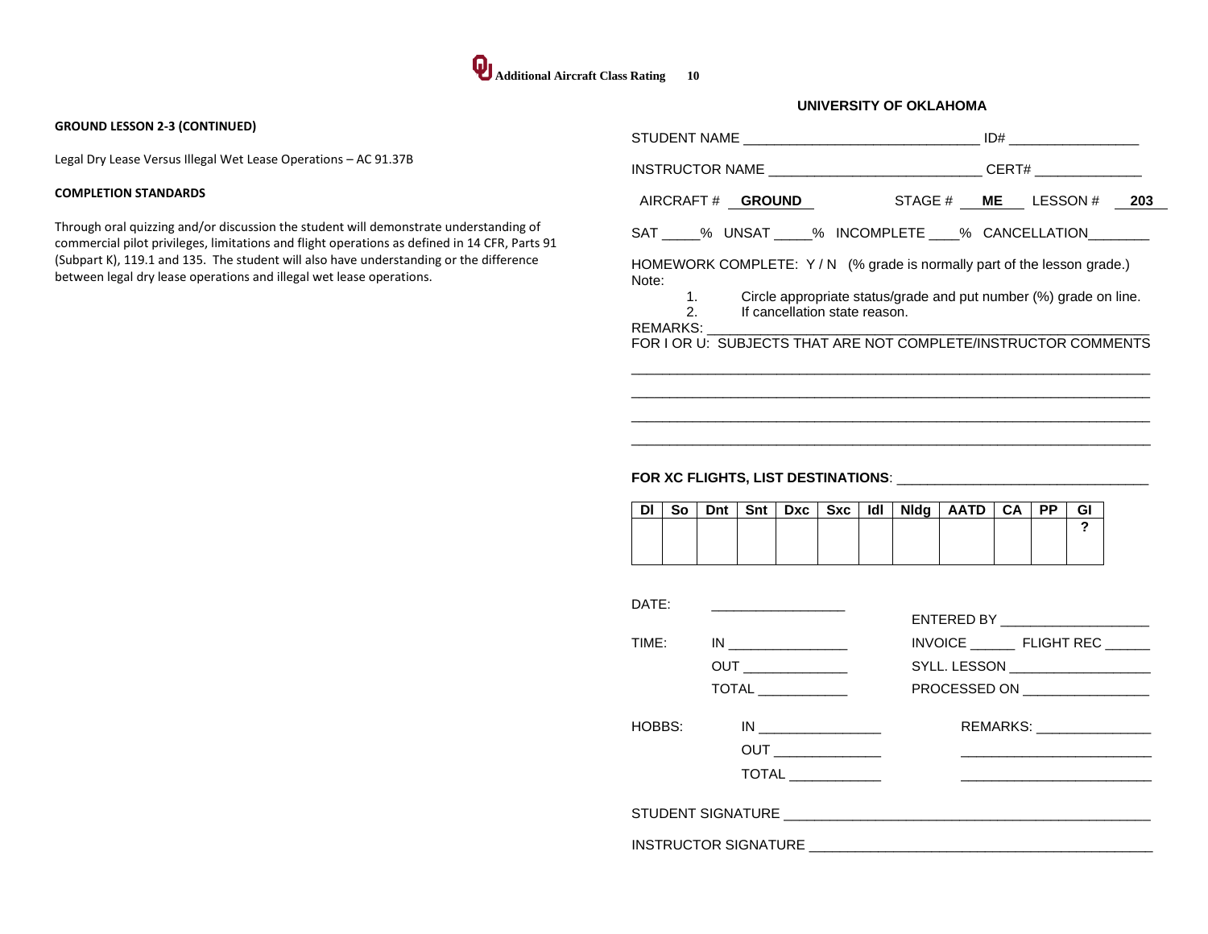**GROUND LESSON 2-3 (CONTINUED)**

Legal Dry Lease Versus Illegal Wet Lease Operations – AC 91.37B

**COMPLETION STANDARDS**

Through oral quizzing and/or discussion the student will demonstrate understanding of commercial pilot privileges, limitations and flight operations as defined in 14 CFR, Parts 91 (Subpart K), 119.1 and 135. The student will also have understanding or the difference between legal dry lease operations and illegal wet lease operations.

**UNIVERSITY OF OKLAHOMA**

STUDENT NAME ______________________________ ID# _________________

INSTRUCTOR NAME ___________________________ CERT# ______________

AIRCRAFT # **GROUND** STAGE # **ME** LESSON # **203**

SAT _____% UNSAT _____% INCOMPLETE ____% CANCELLATION________

HOMEWORK COMPLETE: Y / N (% grade is normally part of the lesson grade.)

Note:

1. Circle appropriate status/grade and put number (%) grade on line.
2. If cancellation state reason.

REMARKS: _______________________________________________________

FOR I OR U: SUBJECTS THAT ARE NOT COMPLETE/INSTRUCTOR COMMENTS

_________________________________________________________________

_________________________________________________________________

_________________________________________________________________

_________________________________________________________________

**FOR XC FLIGHTS, LIST DESTINATIONS**: ________________________________

| DI | So | Dnt | Snt | Dxc | Sxc | Idl | Nldg | AATD | CA | PP | GI |
|---|---|---|---|---|---|---|---|---|---|---|---|
| | | | | | | | | | | | ? |

DATE: _________________

ENTERED BY ___________________

TIME: IN _______________

OUT _____________

TOTAL ___________

INVOICE ______ FLIGHT REC ______

SYLL. LESSON ___________________

PROCESSED ON _________________

HOBBS: IN ________________

OUT ______________

TOTAL ____________

REMARKS: _______________

_________________________

_________________________

STUDENT SIGNATURE _______________________________________________

INSTRUCTOR SIGNATURE ____________________________________________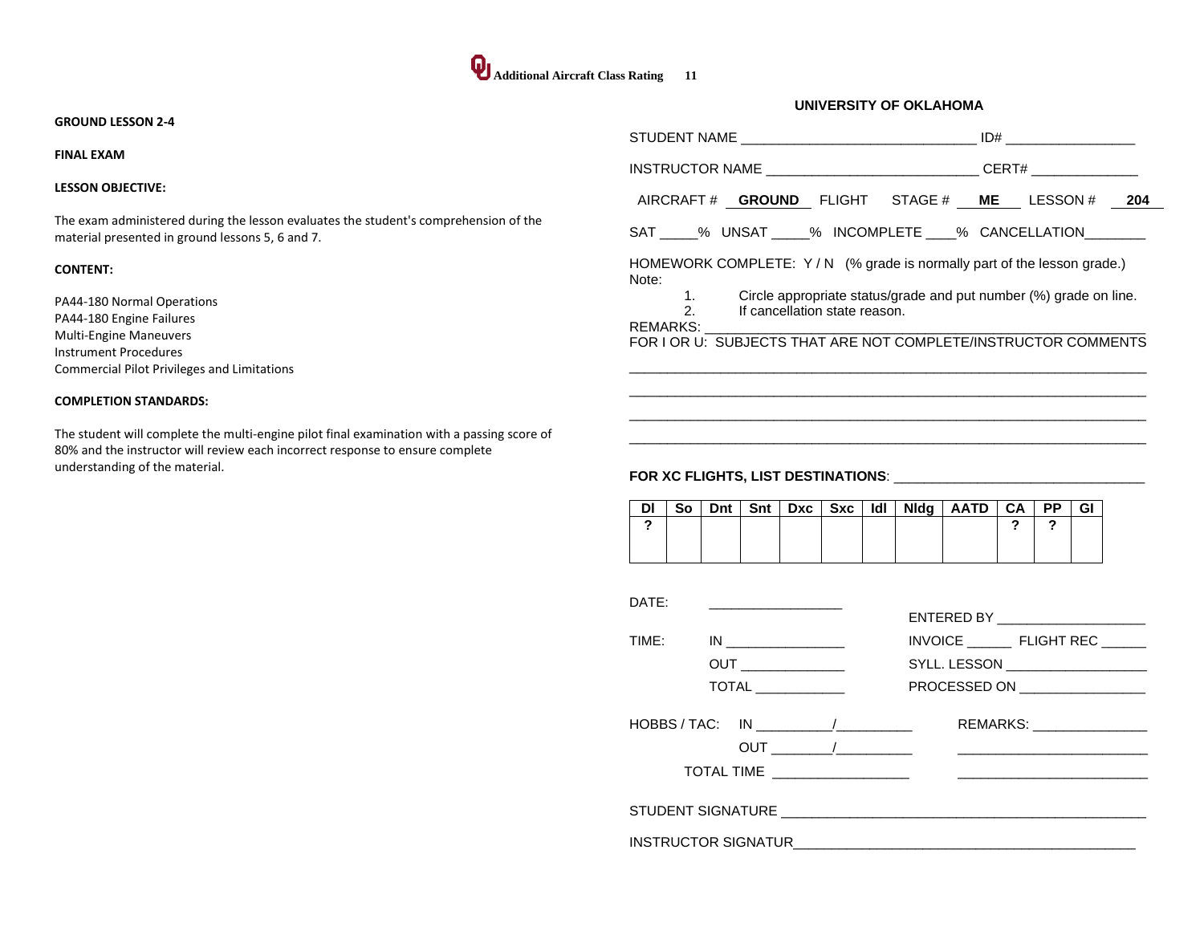**GROUND LESSON 2-4**

**FINAL EXAM**

**LESSON OBJECTIVE:**

The exam administered during the lesson evaluates the student's comprehension of the material presented in ground lessons 5, 6 and 7.

**CONTENT:**

PA44-180 Normal Operations
PA44-180 Engine Failures
Multi-Engine Maneuvers
Instrument Procedures
Commercial Pilot Privileges and Limitations

**COMPLETION STANDARDS:**

The student will complete the multi-engine pilot final examination with a passing score of 80% and the instructor will review each incorrect response to ensure complete understanding of the material.

**UNIVERSITY OF OKLAHOMA**

STUDENT NAME ______________________________ ID# _________________

INSTRUCTOR NAME ___________________________ CERT# ______________

AIRCRAFT # **GROUND** FLIGHT STAGE # **ME** LESSON # **204**

SAT _____% UNSAT _____% INCOMPLETE ____% CANCELLATION________

HOMEWORK COMPLETE: Y / N (% grade is normally part of the lesson grade.)

Note:

1. Circle appropriate status/grade and put number (%) grade on line.
2. If cancellation state reason.

REMARKS: ________________________________________________________
FOR I OR U: SUBJECTS THAT ARE NOT COMPLETE/INSTRUCTOR COMMENTS

_____________________________________________________________________

_____________________________________________________________________

_____________________________________________________________________

_____________________________________________________________________

**FOR XC FLIGHTS, LIST DESTINATIONS**: _________________________________

| DI | So | Dnt | Snt | Dxc | Sxc | Idl | Nldg | AATD | CA | PP | GI |
|---|---|---|---|---|---|---|---|---|---|---|---|
| ? | | | | | | | | | ? | ? | |

DATE: __________________

TIME: IN ________________
OUT ______________
TOTAL ____________

ENTERED BY ___________________
INVOICE ______ FLIGHT REC ______
SYLL. LESSON ___________________
PROCESSED ON _________________

HOBBS / TAC: IN __________/__________
OUT ________/__________
TOTAL TIME __________________

REMARKS: _______________
_________________________
_________________________

STUDENT SIGNATURE ______________________________________________

INSTRUCTOR SIGNATUR____________________________________________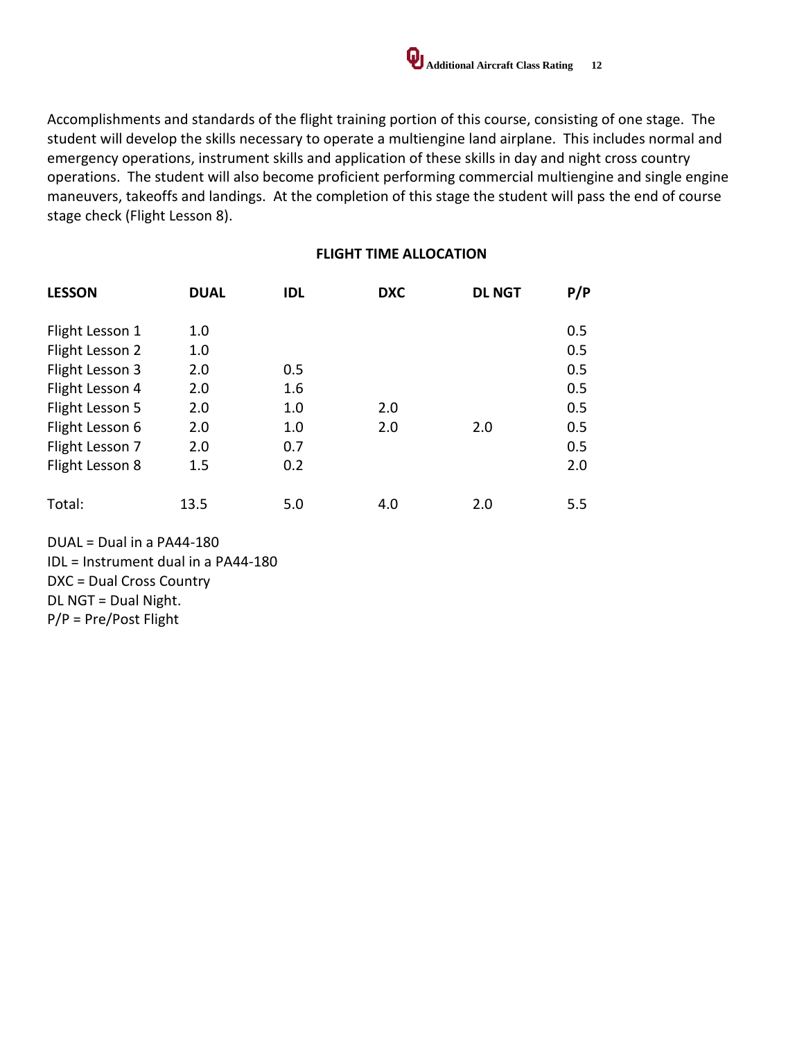Accomplishments and standards of the flight training portion of this course, consisting of one stage. The student will develop the skills necessary to operate a multiengine land airplane. This includes normal and emergency operations, instrument skills and application of these skills in day and night cross country operations. The student will also become proficient performing commercial multiengine and single engine maneuvers, takeoffs and landings. At the completion of this stage the student will pass the end of course stage check (Flight Lesson 8).

## FLIGHT TIME ALLOCATION

| LESSON | DUAL | IDL | DXC | DL NGT | P/P |
|---|---|---|---|---|---|
| Flight Lesson 1 | 1.0 | | | | 0.5 |
| Flight Lesson 2 | 1.0 | | | | 0.5 |
| Flight Lesson 3 | 2.0 | 0.5 | | | 0.5 |
| Flight Lesson 4 | 2.0 | 1.6 | | | 0.5 |
| Flight Lesson 5 | 2.0 | 1.0 | 2.0 | | 0.5 |
| Flight Lesson 6 | 2.0 | 1.0 | 2.0 | 2.0 | 0.5 |
| Flight Lesson 7 | 2.0 | 0.7 | | | 0.5 |
| Flight Lesson 8 | 1.5 | 0.2 | | | 2.0 |
| Total: | 13.5 | 5.0 | 4.0 | 2.0 | 5.5 |

DUAL = Dual in a PA44-180
IDL = Instrument dual in a PA44-180
DXC = Dual Cross Country
DL NGT = Dual Night.
P/P = Pre/Post Flight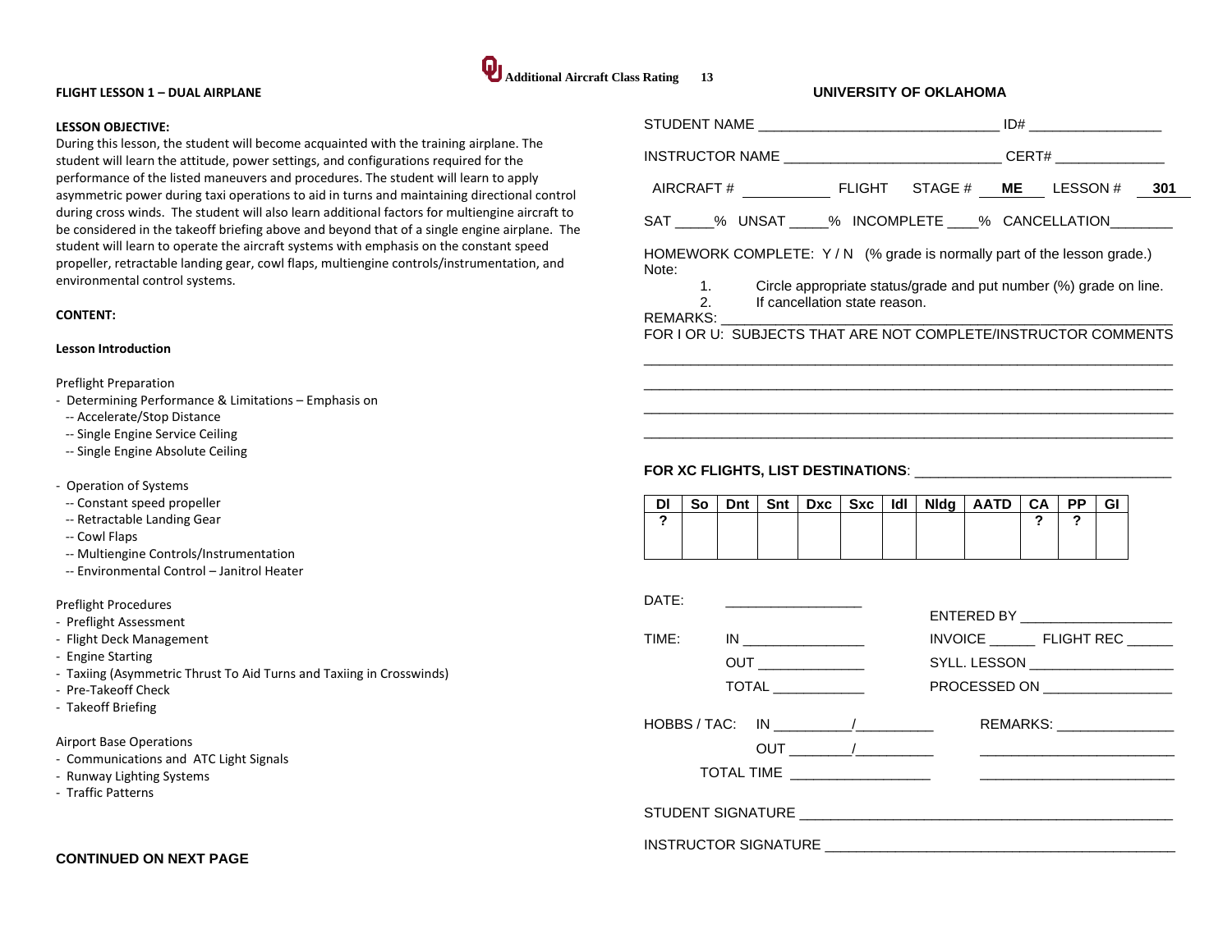## FLIGHT LESSON 1 – DUAL AIRPLANE

**LESSON OBJECTIVE:**
During this lesson, the student will become acquainted with the training airplane. The student will learn the attitude, power settings, and configurations required for the performance of the listed maneuvers and procedures. The student will learn to apply asymmetric power during taxi operations to aid in turns and maintaining directional control during cross winds. The student will also learn additional factors for multiengine aircraft to be considered in the takeoff briefing above and beyond that of a single engine airplane. The student will learn to operate the aircraft systems with emphasis on the constant speed propeller, retractable landing gear, cowl flaps, multiengine controls/instrumentation, and environmental control systems.

**CONTENT:**

**Lesson Introduction**

Preflight Preparation
- Determining Performance & Limitations – Emphasis on
  - -- Accelerate/Stop Distance
  - -- Single Engine Service Ceiling
  - -- Single Engine Absolute Ceiling

- Operation of Systems
  - -- Constant speed propeller
  - -- Retractable Landing Gear
  - -- Cowl Flaps
  - -- Multiengine Controls/Instrumentation
  - -- Environmental Control – Janitrol Heater

Preflight Procedures
- Preflight Assessment
- Flight Deck Management
- Engine Starting
- Taxiing (Asymmetric Thrust To Aid Turns and Taxiing in Crosswinds)
- Pre-Takeoff Check
- Takeoff Briefing

Airport Base Operations
- Communications and ATC Light Signals
- Runway Lighting Systems
- Traffic Patterns

**CONTINUED ON NEXT PAGE**

**UNIVERSITY OF OKLAHOMA**

STUDENT NAME _______________________________ ID# _________________

INSTRUCTOR NAME ____________________________ CERT# ______________

AIRCRAFT # ___________ FLIGHT STAGE # **ME** LESSON # **301**

SAT _____% UNSAT _____% INCOMPLETE ____% CANCELLATION________

HOMEWORK COMPLETE: Y / N (% grade is normally part of the lesson grade.)

Note:
1. Circle appropriate status/grade and put number (%) grade on line.
2. If cancellation state reason.

REMARKS: ________________________________________________________

FOR I OR U: SUBJECTS THAT ARE NOT COMPLETE/INSTRUCTOR COMMENTS

______________________________________________________________________

______________________________________________________________________

______________________________________________________________________

______________________________________________________________________

**FOR XC FLIGHTS, LIST DESTINATIONS**: _________________________________

| DI | So | Dnt | Snt | Dxc | Sxc | Idl | Nldg | AATD | CA | PP | GI |
|---|---|---|---|---|---|---|---|---|---|---|---|
| ? | | | | | | | | | ? | ? | |

DATE: __________________

TIME: IN ________________ OUT ______________ TOTAL ____________

ENTERED BY ____________________

INVOICE ______ FLIGHT REC ______

SYLL. LESSON ___________________

PROCESSED ON _________________

HOBBS / TAC: IN __________/__________ OUT ________/__________

TOTAL TIME __________________

REMARKS: _______________

STUDENT SIGNATURE _______________________________________________

INSTRUCTOR SIGNATURE ____________________________________________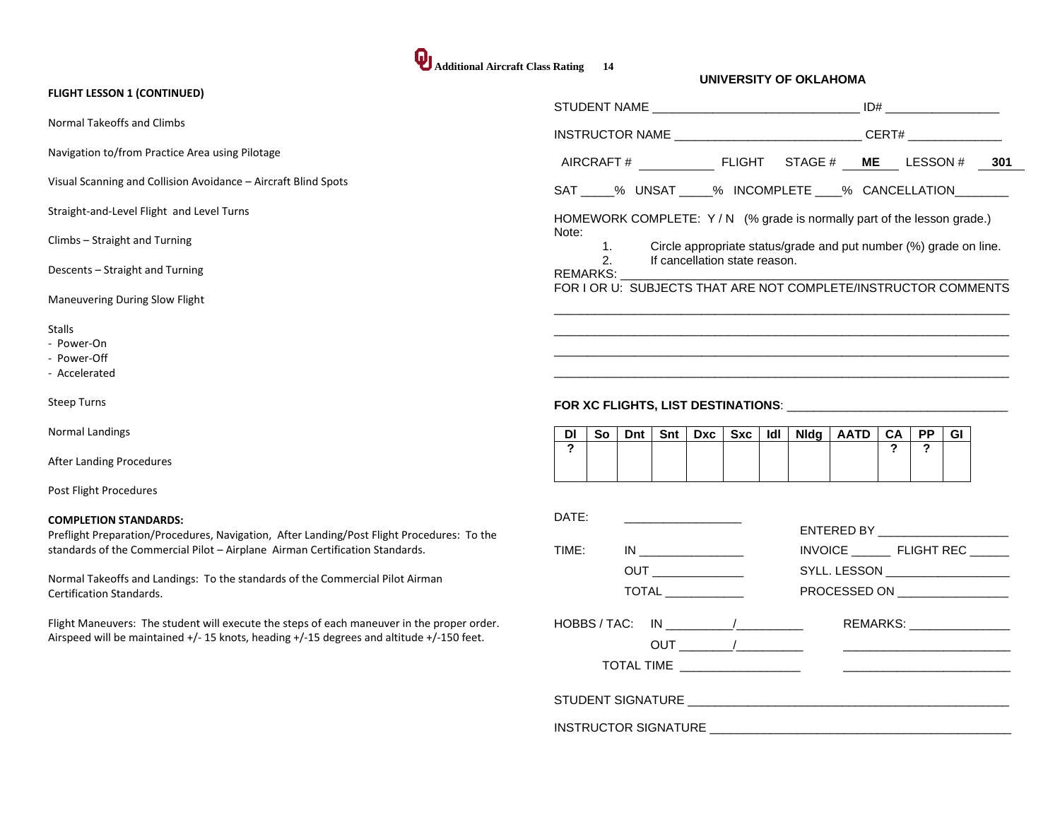Additional Aircraft Class Rating 14

**FLIGHT LESSON 1 (CONTINUED)**

Normal Takeoffs and Climbs

Navigation to/from Practice Area using Pilotage

Visual Scanning and Collision Avoidance – Aircraft Blind Spots

Straight-and-Level Flight and Level Turns

Climbs – Straight and Turning

Descents – Straight and Turning

Maneuvering During Slow Flight

Stalls
- Power-On
- Power-Off
- Accelerated

Steep Turns

Normal Landings

After Landing Procedures

Post Flight Procedures

**COMPLETION STANDARDS:**
Preflight Preparation/Procedures, Navigation, After Landing/Post Flight Procedures: To the standards of the Commercial Pilot – Airplane Airman Certification Standards.

Normal Takeoffs and Landings: To the standards of the Commercial Pilot Airman Certification Standards.

Flight Maneuvers: The student will execute the steps of each maneuver in the proper order. Airspeed will be maintained +/- 15 knots, heading +/-15 degrees and altitude +/-150 feet.

**UNIVERSITY OF OKLAHOMA**

STUDENT NAME ______________________________ ID# _________________

INSTRUCTOR NAME ___________________________ CERT# ______________

AIRCRAFT # ___________ FLIGHT STAGE # **ME** LESSON # **301**

SAT _____% UNSAT _____% INCOMPLETE ____% CANCELLATION________

HOMEWORK COMPLETE: Y / N (% grade is normally part of the lesson grade.)
Note:
1. Circle appropriate status/grade and put number (%) grade on line.
2. If cancellation state reason.

REMARKS: ___________________________________________________________
FOR I OR U: SUBJECTS THAT ARE NOT COMPLETE/INSTRUCTOR COMMENTS

_____________________________________________________________________

_____________________________________________________________________

_____________________________________________________________________

_____________________________________________________________________

**FOR XC FLIGHTS, LIST DESTINATIONS**: _________________________________

| DI | So | Dnt | Snt | Dxc | Sxc | Idl | Nldg | AATD | CA | PP | GI |
|---|---|---|---|---|---|---|---|---|---|---|---|
| ? | | | | | | | | | ? | ? | |

DATE: _________________

ENTERED BY ____________________

TIME: IN ________________ INVOICE ______ FLIGHT REC ______

OUT ______________ SYLL. LESSON ___________________

TOTAL ____________ PROCESSED ON _________________

HOBBS / TAC: IN __________/__________ REMARKS: _______________

OUT ________/__________ _________________________

TOTAL TIME __________________ _________________________

STUDENT SIGNATURE ________________________________________________

INSTRUCTOR SIGNATURE _____________________________________________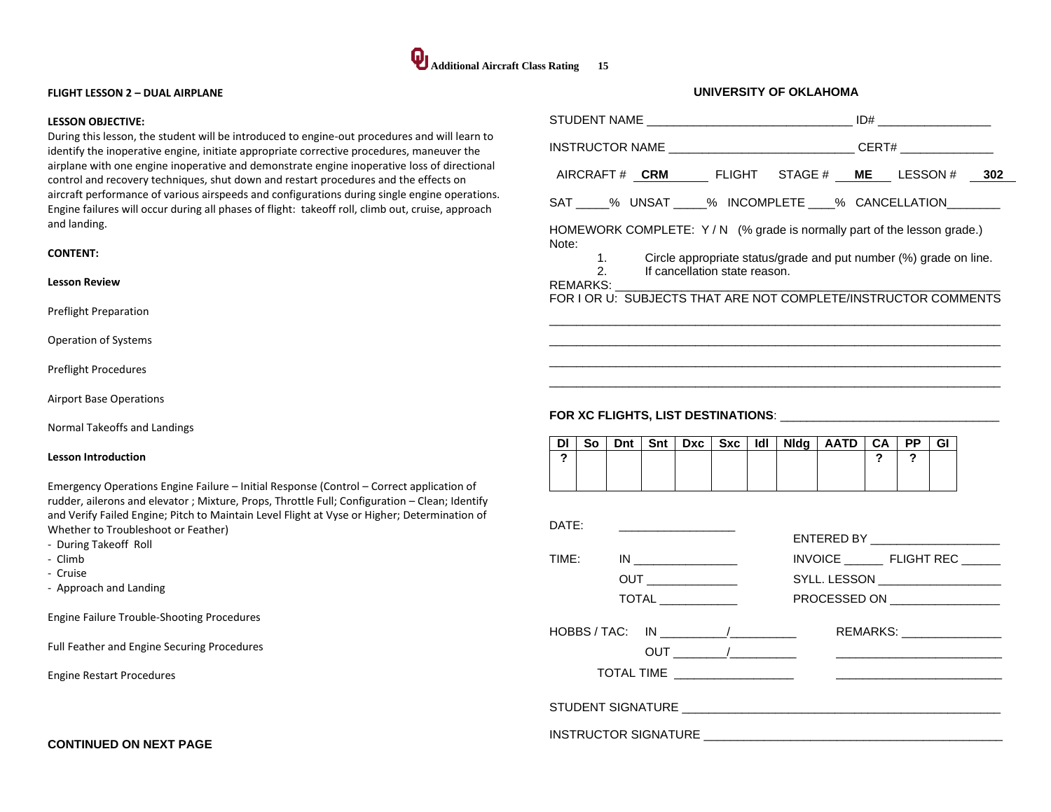## FLIGHT LESSON 2 – DUAL AIRPLANE

**LESSON OBJECTIVE:**

During this lesson, the student will be introduced to engine-out procedures and will learn to identify the inoperative engine, initiate appropriate corrective procedures, maneuver the airplane with one engine inoperative and demonstrate engine inoperative loss of directional control and recovery techniques, shut down and restart procedures and the effects on aircraft performance of various airspeeds and configurations during single engine operations. Engine failures will occur during all phases of flight: takeoff roll, climb out, cruise, approach and landing.

**CONTENT:**

**Lesson Review**

Preflight Preparation

Operation of Systems

Preflight Procedures

Airport Base Operations

Normal Takeoffs and Landings

**Lesson Introduction**

Emergency Operations Engine Failure – Initial Response (Control – Correct application of rudder, ailerons and elevator ; Mixture, Props, Throttle Full; Configuration – Clean; Identify and Verify Failed Engine; Pitch to Maintain Level Flight at Vyse or Higher; Determination of Whether to Troubleshoot or Feather)

- During Takeoff Roll
- Climb
- Cruise
- Approach and Landing

Engine Failure Trouble-Shooting Procedures

Full Feather and Engine Securing Procedures

Engine Restart Procedures

**CONTINUED ON NEXT PAGE**

**UNIVERSITY OF OKLAHOMA**

STUDENT NAME ______________________________ ID# _________________

INSTRUCTOR NAME ___________________________ CERT# ______________

AIRCRAFT # **CRM** FLIGHT STAGE # **ME** LESSON # **302**

SAT _____% UNSAT _____% INCOMPLETE ____% CANCELLATION________

HOMEWORK COMPLETE: Y / N (% grade is normally part of the lesson grade.)

Note:

1. Circle appropriate status/grade and put number (%) grade on line.
2. If cancellation state reason.

REMARKS: ________________________________________________________

FOR I OR U: SUBJECTS THAT ARE NOT COMPLETE/INSTRUCTOR COMMENTS

______________________________________________________________________

______________________________________________________________________

______________________________________________________________________

______________________________________________________________________

**FOR XC FLIGHTS, LIST DESTINATIONS**: ________________________________

| DI | So | Dnt | Snt | Dxc | Sxc | Idl | Nldg | AATD | CA | PP | GI |
|---|---|---|---|---|---|---|---|---|---|---|---|
| ? | | | | | | | | | ? | ? | |

DATE: __________________

ENTERED BY ___________________

TIME: IN ________________ INVOICE ______ FLIGHT REC ______

OUT ______________ SYLL. LESSON ___________________

TOTAL ____________ PROCESSED ON _________________

HOBBS / TAC: IN __________/__________ REMARKS: _______________

OUT ________/__________ _________________________

TOTAL TIME __________________ _________________________

STUDENT SIGNATURE _______________________________________________

INSTRUCTOR SIGNATURE ____________________________________________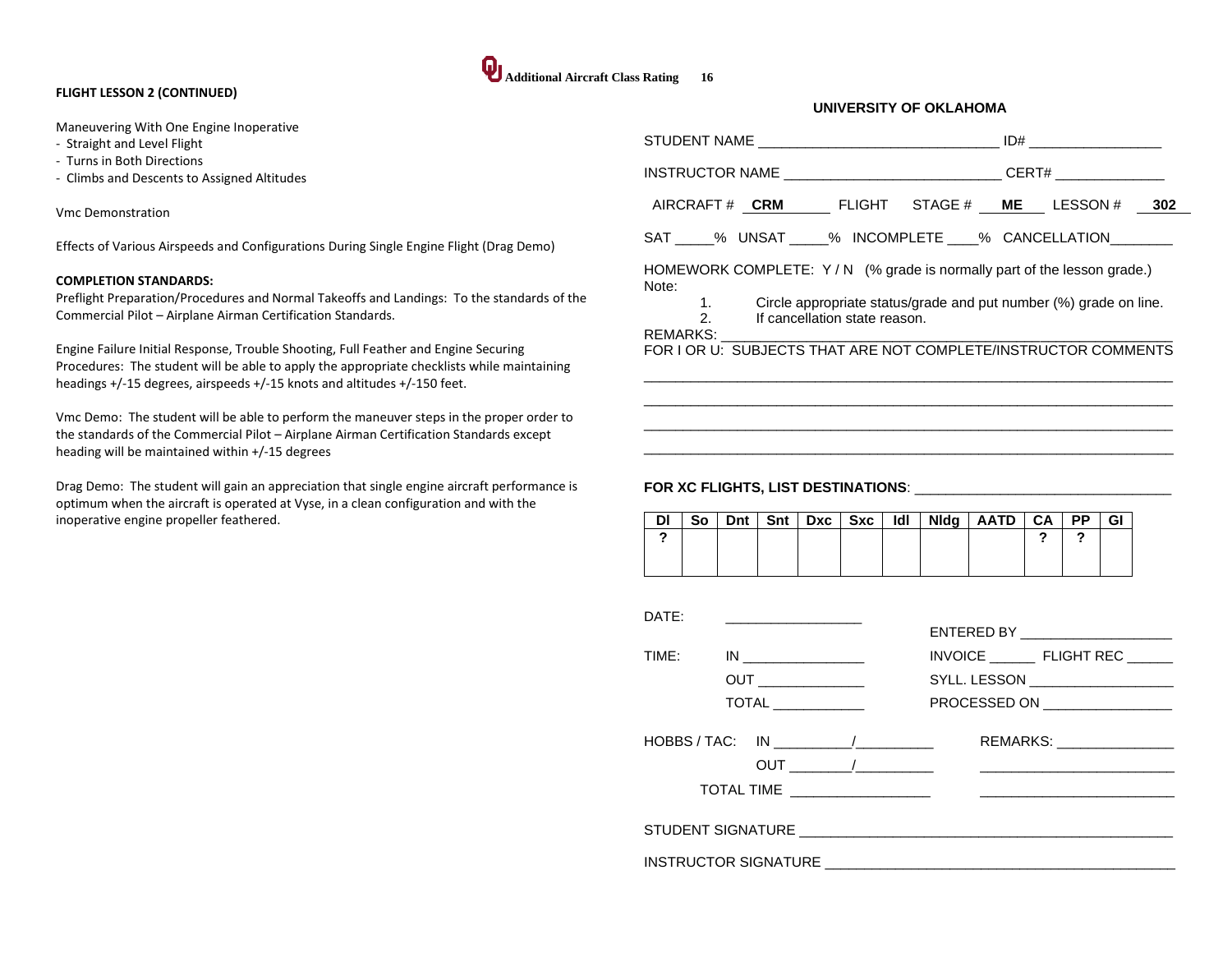**FLIGHT LESSON 2 (CONTINUED)**

Maneuvering With One Engine Inoperative
- Straight and Level Flight
- Turns in Both Directions
- Climbs and Descents to Assigned Altitudes

Vmc Demonstration

Effects of Various Airspeeds and Configurations During Single Engine Flight (Drag Demo)

**COMPLETION STANDARDS:**
Preflight Preparation/Procedures and Normal Takeoffs and Landings: To the standards of the Commercial Pilot – Airplane Airman Certification Standards.

Engine Failure Initial Response, Trouble Shooting, Full Feather and Engine Securing Procedures: The student will be able to apply the appropriate checklists while maintaining headings +/-15 degrees, airspeeds +/-15 knots and altitudes +/-150 feet.

Vmc Demo: The student will be able to perform the maneuver steps in the proper order to the standards of the Commercial Pilot – Airplane Airman Certification Standards except heading will be maintained within +/-15 degrees

Drag Demo: The student will gain an appreciation that single engine aircraft performance is optimum when the aircraft is operated at Vyse, in a clean configuration and with the inoperative engine propeller feathered.

**UNIVERSITY OF OKLAHOMA**

STUDENT NAME ______________________________ ID# _________________

INSTRUCTOR NAME ___________________________ CERT# ______________

AIRCRAFT # **CRM** FLIGHT STAGE # **ME** LESSON # **302**

SAT _____% UNSAT _____% INCOMPLETE ____% CANCELLATION________

HOMEWORK COMPLETE: Y / N (% grade is normally part of the lesson grade.)

Note:
1. Circle appropriate status/grade and put number (%) grade on line.
2. If cancellation state reason.

REMARKS: ______________________________________________________

FOR I OR U: SUBJECTS THAT ARE NOT COMPLETE/INSTRUCTOR COMMENTS

__________________________________________________________________

__________________________________________________________________

__________________________________________________________________

__________________________________________________________________

**FOR XC FLIGHTS, LIST DESTINATIONS**: ________________________________

| Dl | So | Dnt | Snt | Dxc | Sxc | Idl | Nldg | AATD | CA | PP | GI |
|---|---|---|---|---|---|---|---|---|---|---|---|
| ? | | | | | | | | | ? | ? | |

DATE: _________________

ENTERED BY ___________________

TIME: IN _______________ INVOICE ______ FLIGHT REC ______

OUT _____________ SYLL. LESSON __________________

TOTAL ___________ PROCESSED ON ________________

HOBBS / TAC: IN __________/__________ REMARKS: _______________

OUT ________/__________ ________________________

TOTAL TIME _________________ ________________________

STUDENT SIGNATURE _____________________________________________

INSTRUCTOR SIGNATURE __________________________________________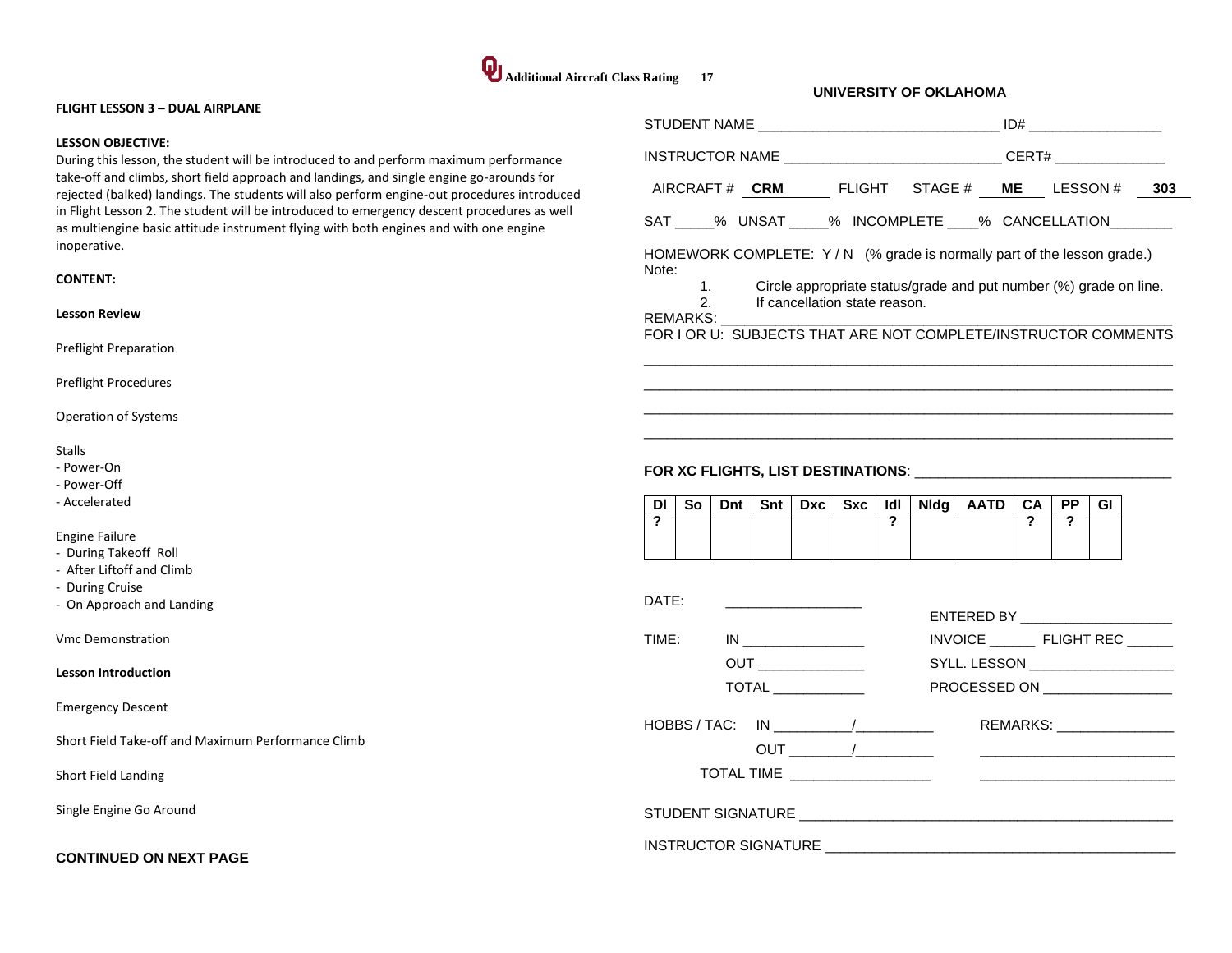## FLIGHT LESSON 3 – DUAL AIRPLANE

**LESSON OBJECTIVE:**
During this lesson, the student will be introduced to and perform maximum performance take-off and climbs, short field approach and landings, and single engine go-arounds for rejected (balked) landings. The students will also perform engine-out procedures introduced in Flight Lesson 2. The student will be introduced to emergency descent procedures as well as multiengine basic attitude instrument flying with both engines and with one engine inoperative.

**CONTENT:**

**Lesson Review**

Preflight Preparation

Preflight Procedures

Operation of Systems

Stalls
- Power-On
- Power-Off
- Accelerated

Engine Failure
- During Takeoff Roll
- After Liftoff and Climb
- During Cruise
- On Approach and Landing

Vmc Demonstration

**Lesson Introduction**

Emergency Descent

Short Field Take-off and Maximum Performance Climb

Short Field Landing

Single Engine Go Around

**CONTINUED ON NEXT PAGE**

**UNIVERSITY OF OKLAHOMA**

STUDENT NAME ______________________________ ID# _________________

INSTRUCTOR NAME ___________________________ CERT# ______________

AIRCRAFT # **CRM** FLIGHT STAGE # **ME** LESSON # **303**

SAT _____% UNSAT _____% INCOMPLETE ____% CANCELLATION________

HOMEWORK COMPLETE: Y / N (% grade is normally part of the lesson grade.)

Note:
1. Circle appropriate status/grade and put number (%) grade on line.
2. If cancellation state reason.

REMARKS: ____________________________________________________________

FOR I OR U: SUBJECTS THAT ARE NOT COMPLETE/INSTRUCTOR COMMENTS

________________________________________________________________________

________________________________________________________________________

________________________________________________________________________

________________________________________________________________________

**FOR XC FLIGHTS, LIST DESTINATIONS**: _________________________________

| DI | So | Dnt | Snt | Dxc | Sxc | Idl | Nldg | AATD | CA | PP | GI |
|---|---|---|---|---|---|---|---|---|---|---|---|
| ? | | | | | | ? | | | ? | ? | |

DATE: _________________

TIME: IN ________________
OUT ______________
TOTAL ____________

ENTERED BY ____________________
INVOICE ______ FLIGHT REC ______
SYLL. LESSON ___________________
PROCESSED ON _________________

HOBBS / TAC: IN __________/__________
OUT ________/__________
TOTAL TIME __________________

REMARKS: _______________
_________________________
_________________________

STUDENT SIGNATURE ______________________________________________

INSTRUCTOR SIGNATURE ___________________________________________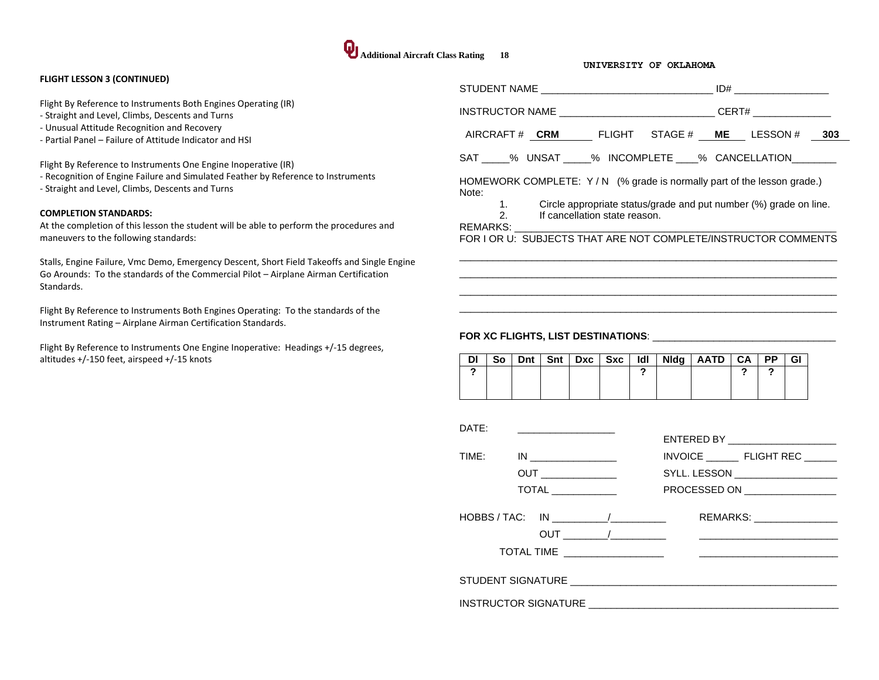FLIGHT LESSON 3 (CONTINUED)

Flight By Reference to Instruments Both Engines Operating (IR)
- Straight and Level, Climbs, Descents and Turns
- Unusual Attitude Recognition and Recovery
- Partial Panel – Failure of Attitude Indicator and HSI

Flight By Reference to Instruments One Engine Inoperative (IR)
- Recognition of Engine Failure and Simulated Feather by Reference to Instruments
- Straight and Level, Climbs, Descents and Turns

**COMPLETION STANDARDS:**

At the completion of this lesson the student will be able to perform the procedures and maneuvers to the following standards:

Stalls, Engine Failure, Vmc Demo, Emergency Descent, Short Field Takeoffs and Single Engine Go Arounds: To the standards of the Commercial Pilot – Airplane Airman Certification Standards.

Flight By Reference to Instruments Both Engines Operating: To the standards of the Instrument Rating – Airplane Airman Certification Standards.

Flight By Reference to Instruments One Engine Inoperative: Headings +/-15 degrees, altitudes +/-150 feet, airspeed +/-15 knots

**UNIVERSITY OF OKLAHOMA**

STUDENT NAME ______________________________ ID# ________________

INSTRUCTOR NAME ___________________________ CERT# _____________

AIRCRAFT # **CRM** FLIGHT STAGE # **ME** LESSON # **303**

SAT _____% UNSAT _____% INCOMPLETE ____% CANCELLATION________

HOMEWORK COMPLETE: Y / N (% grade is normally part of the lesson grade.)

Note:
1. Circle appropriate status/grade and put number (%) grade on line.
2. If cancellation state reason.

REMARKS: ___________________________________________________

FOR I OR U: SUBJECTS THAT ARE NOT COMPLETE/INSTRUCTOR COMMENTS

_________________________________________________________________

_________________________________________________________________

_________________________________________________________________

_________________________________________________________________

**FOR XC FLIGHTS, LIST DESTINATIONS**: ________________________________

| DI | So | Dnt | Snt | Dxc | Sxc | Idl | Nldg | AATD | CA | PP | GI |
|---|---|---|---|---|---|---|---|---|---|---|---|
| ? | | | | | | ? | | | ? | ? | |

DATE: _________________

TIME: IN _______________ OUT _____________ TOTAL ___________

ENTERED BY ____________________

INVOICE ______ FLIGHT REC ______

SYLL. LESSON __________________

PROCESSED ON ________________

HOBBS / TAC: IN __________/__________ OUT ________/__________ TOTAL TIME __________________

REMARKS: _______________

STUDENT SIGNATURE ________________________________________________

INSTRUCTOR SIGNATURE _____________________________________________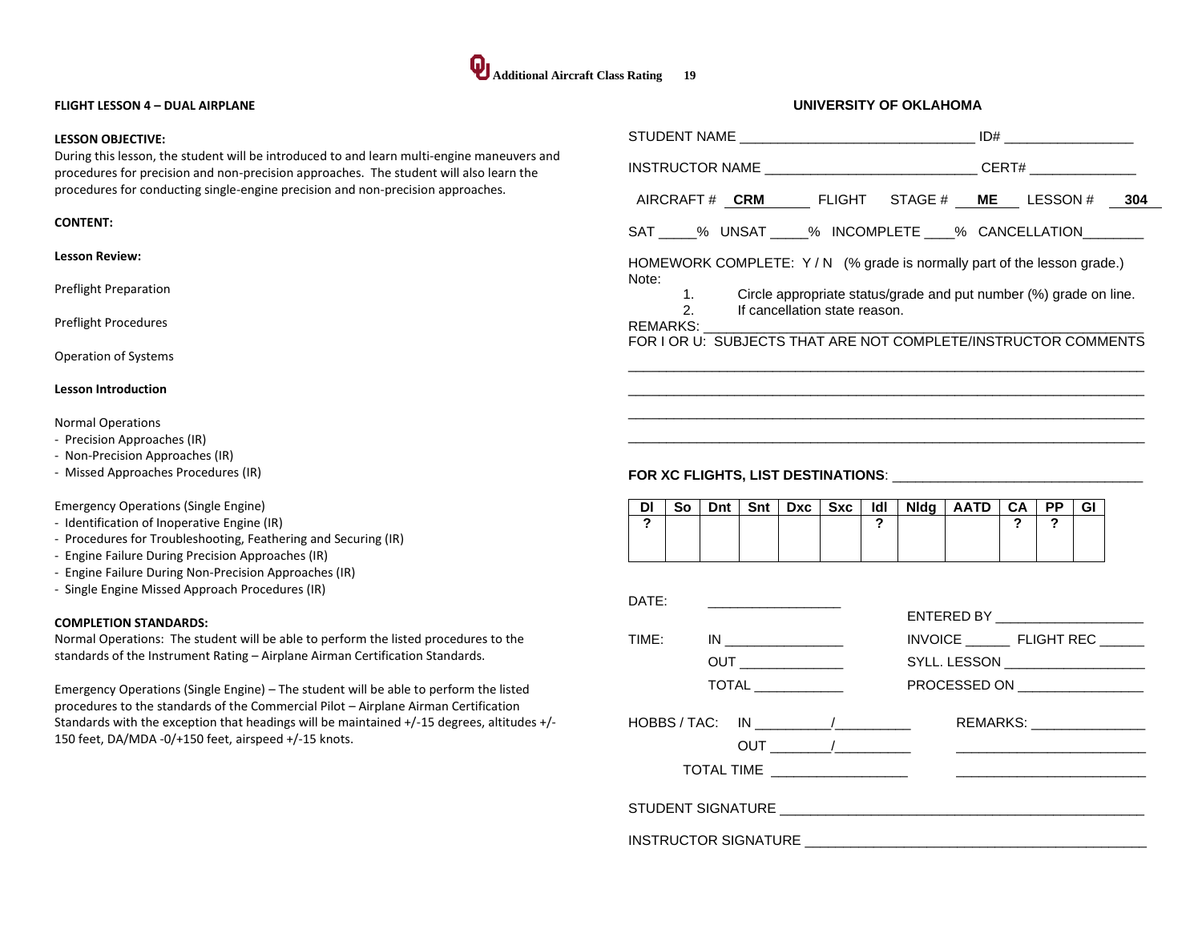## FLIGHT LESSON 4 – DUAL AIRPLANE

**LESSON OBJECTIVE:**
During this lesson, the student will be introduced to and learn multi-engine maneuvers and procedures for precision and non-precision approaches. The student will also learn the procedures for conducting single-engine precision and non-precision approaches.

**CONTENT:**

**Lesson Review:**

Preflight Preparation

Preflight Procedures

Operation of Systems

**Lesson Introduction**

Normal Operations
- Precision Approaches (IR)
- Non-Precision Approaches (IR)
- Missed Approaches Procedures (IR)

Emergency Operations (Single Engine)
- Identification of Inoperative Engine (IR)
- Procedures for Troubleshooting, Feathering and Securing (IR)
- Engine Failure During Precision Approaches (IR)
- Engine Failure During Non-Precision Approaches (IR)
- Single Engine Missed Approach Procedures (IR)

**COMPLETION STANDARDS:**
Normal Operations: The student will be able to perform the listed procedures to the standards of the Instrument Rating – Airplane Airman Certification Standards.

Emergency Operations (Single Engine) – The student will be able to perform the listed procedures to the standards of the Commercial Pilot – Airplane Airman Certification Standards with the exception that headings will be maintained +/-15 degrees, altitudes +/- 150 feet, DA/MDA -0/+150 feet, airspeed +/-15 knots.

## UNIVERSITY OF OKLAHOMA

STUDENT NAME ______________________________ ID# _________________

INSTRUCTOR NAME ___________________________ CERT# ______________

AIRCRAFT # **CRM** FLIGHT STAGE # **ME** LESSON # **304**

SAT _____% UNSAT _____% INCOMPLETE ____% CANCELLATION________

HOMEWORK COMPLETE: Y / N (% grade is normally part of the lesson grade.)
Note:
1. Circle appropriate status/grade and put number (%) grade on line.
2. If cancellation state reason.

REMARKS: _______________________________________________________
FOR I OR U: SUBJECTS THAT ARE NOT COMPLETE/INSTRUCTOR COMMENTS

__________________________________________________________________
__________________________________________________________________
__________________________________________________________________
__________________________________________________________________

**FOR XC FLIGHTS, LIST DESTINATIONS**: _________________________________

| DI | So | Dnt | Snt | Dxc | Sxc | Idl | Nldg | AATD | CA | PP | GI |
|---|---|---|---|---|---|---|---|---|---|---|---|
| ? | | | | | | ? | | | ? | ? | |

DATE: __________________

ENTERED BY ____________________

TIME: IN ________________ INVOICE ______ FLIGHT REC ______

OUT ______________ SYLL. LESSON ___________________

TOTAL ____________ PROCESSED ON _________________

HOBBS / TAC: IN __________/__________ REMARKS: _______________

OUT ________/__________ _________________________

TOTAL TIME __________________ _________________________

STUDENT SIGNATURE _______________________________________________

INSTRUCTOR SIGNATURE ____________________________________________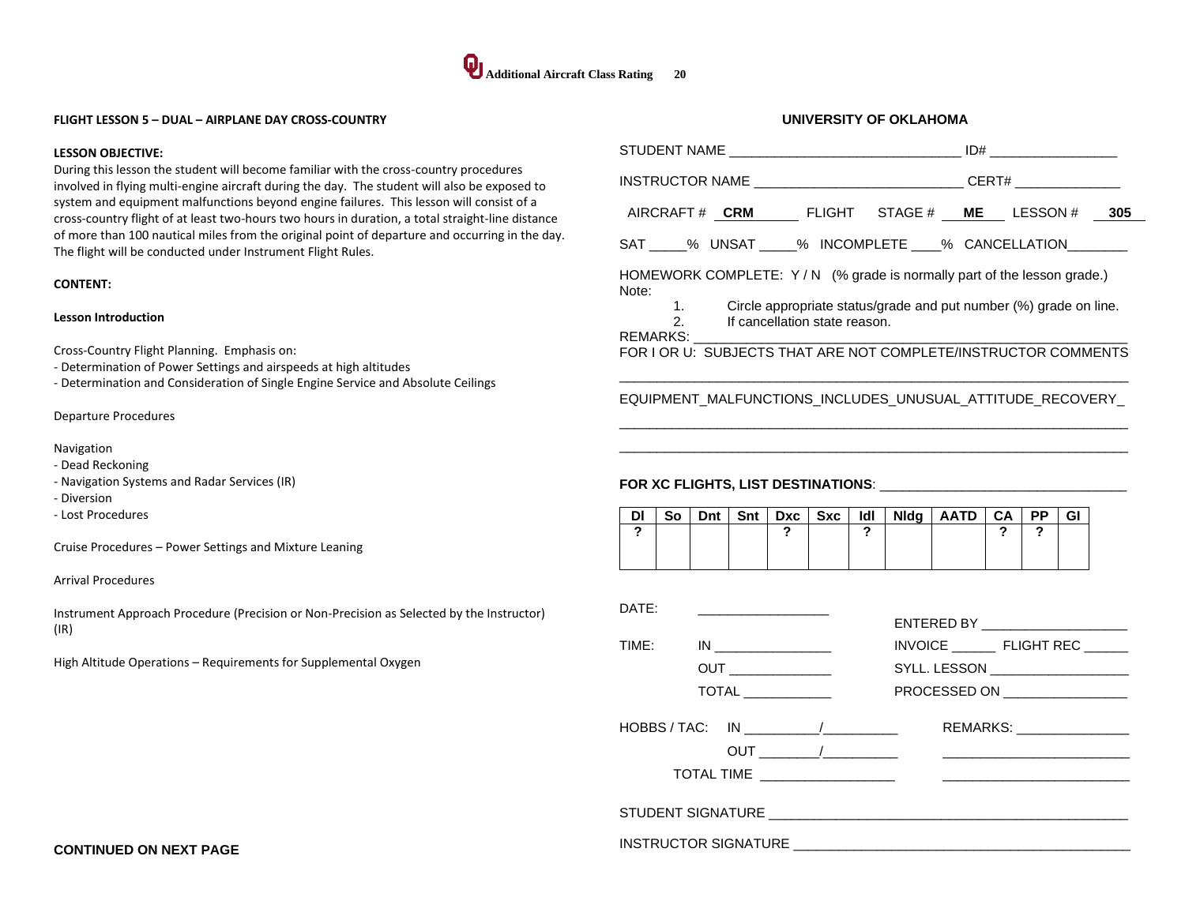## FLIGHT LESSON 5 – DUAL – AIRPLANE DAY CROSS-COUNTRY

**LESSON OBJECTIVE:**

During this lesson the student will become familiar with the cross-country procedures involved in flying multi-engine aircraft during the day. The student will also be exposed to system and equipment malfunctions beyond engine failures. This lesson will consist of a cross-country flight of at least two-hours two hours in duration, a total straight-line distance of more than 100 nautical miles from the original point of departure and occurring in the day. The flight will be conducted under Instrument Flight Rules.

**CONTENT:**

**Lesson Introduction**

Cross-Country Flight Planning. Emphasis on:
- Determination of Power Settings and airspeeds at high altitudes
- Determination and Consideration of Single Engine Service and Absolute Ceilings

Departure Procedures

Navigation
- Dead Reckoning
- Navigation Systems and Radar Services (IR)
- Diversion
- Lost Procedures

Cruise Procedures – Power Settings and Mixture Leaning

Arrival Procedures

Instrument Approach Procedure (Precision or Non-Precision as Selected by the Instructor) (IR)

High Altitude Operations – Requirements for Supplemental Oxygen

**CONTINUED ON NEXT PAGE**

**UNIVERSITY OF OKLAHOMA**

STUDENT NAME ______________________________ ID# _________________

INSTRUCTOR NAME ____________________________ CERT# ______________

AIRCRAFT # **CRM** FLIGHT STAGE # **ME** LESSON # **305**

SAT _____% UNSAT _____% INCOMPLETE ____% CANCELLATION________

HOMEWORK COMPLETE: Y / N (% grade is normally part of the lesson grade.)

Note:
1. Circle appropriate status/grade and put number (%) grade on line.
2. If cancellation state reason.

REMARKS: ______________________________________________________

FOR I OR U: SUBJECTS THAT ARE NOT COMPLETE/INSTRUCTOR COMMENTS

_________________________________________________________________

EQUIPMENT_MALFUNCTIONS_INCLUDES_UNUSUAL_ATTITUDE_RECOVERY_

_________________________________________________________________

_________________________________________________________________

**FOR XC FLIGHTS, LIST DESTINATIONS**: ________________________________

| DI | So | Dnt | Snt | Dxc | Sxc | Idl | Nldg | AATD | CA | PP | GI |
|---|---|---|---|---|---|---|---|---|---|---|---|
| ? | | | | ? | | ? | | | ? | ? | |

DATE: __________________

TIME: IN ________________

OUT ______________

TOTAL ____________

ENTERED BY ___________________

INVOICE ______ FLIGHT REC ______

SYLL. LESSON ___________________

PROCESSED ON _________________

HOBBS / TAC: IN __________/__________

OUT ________/__________

TOTAL TIME __________________

REMARKS: _______________

_________________________

_________________________

STUDENT SIGNATURE _______________________________________________

INSTRUCTOR SIGNATURE ____________________________________________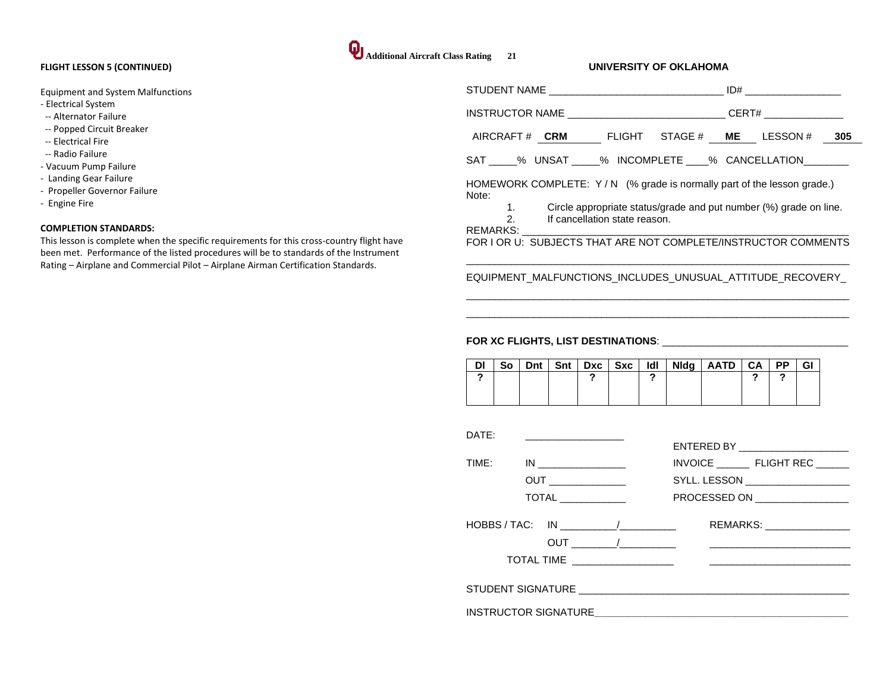### FLIGHT LESSON 5 (CONTINUED)

Equipment and System Malfunctions
- Electrical System
  - -- Alternator Failure
  - -- Popped Circuit Breaker
  - -- Electrical Fire
  - -- Radio Failure
- Vacuum Pump Failure
- Landing Gear Failure
- Propeller Governor Failure
- Engine Fire

**COMPLETION STANDARDS:**

This lesson is complete when the specific requirements for this cross-country flight have been met. Performance of the listed procedures will be to standards of the Instrument Rating – Airplane and Commercial Pilot – Airplane Airman Certification Standards.

**UNIVERSITY OF OKLAHOMA**

STUDENT NAME ______________________________ ID# _________________

INSTRUCTOR NAME ___________________________ CERT# ______________

AIRCRAFT # **CRM** FLIGHT STAGE # **ME** LESSON # **305**

SAT _____% UNSAT _____% INCOMPLETE ____% CANCELLATION________

HOMEWORK COMPLETE: Y / N (% grade is normally part of the lesson grade.)

Note:
1. Circle appropriate status/grade and put number (%) grade on line.
2. If cancellation state reason.

REMARKS: ________________________________________________________

FOR I OR U: SUBJECTS THAT ARE NOT COMPLETE/INSTRUCTOR COMMENTS

_________________________________________________________________

EQUIPMENT_MALFUNCTIONS_INCLUDES_UNUSUAL_ATTITUDE_RECOVERY_

_________________________________________________________________

_________________________________________________________________

**FOR XC FLIGHTS, LIST DESTINATIONS**: ________________________________

| DI | So | Dnt | Snt | Dxc | Sxc | Idl | Nldg | AATD | CA | PP | GI |
|---|---|---|---|---|---|---|---|---|---|---|---|
| ? | | | | ? | | ? | | | ? | ? | |

DATE: _________________

TIME: IN ________________

OUT ______________

TOTAL ____________

ENTERED BY ____________________

INVOICE ______ FLIGHT REC ______

SYLL. LESSON ___________________

PROCESSED ON _________________

HOBBS / TAC: IN __________/__________

OUT ________/__________

TOTAL TIME __________________

REMARKS: _______________

_________________________

_________________________

STUDENT SIGNATURE _______________________________________________

INSTRUCTOR SIGNATURE_____________________________________________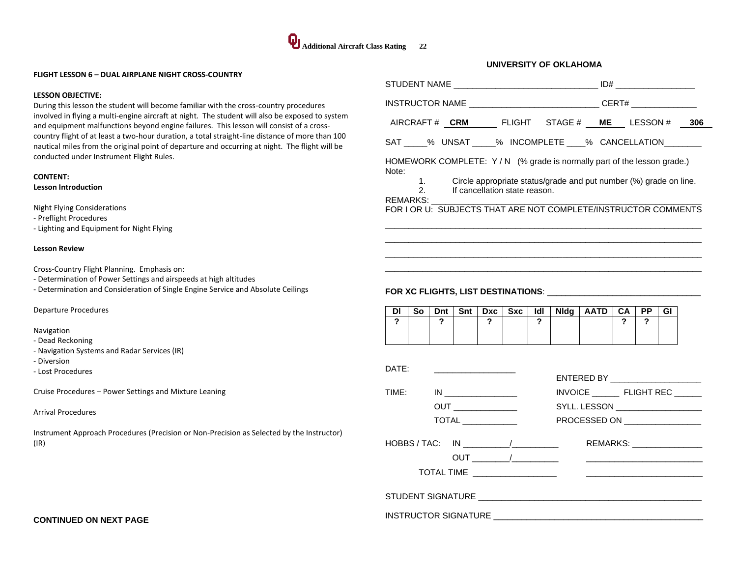## FLIGHT LESSON 6 – DUAL AIRPLANE NIGHT CROSS-COUNTRY

**LESSON OBJECTIVE:**
During this lesson the student will become familiar with the cross-country procedures involved in flying a multi-engine aircraft at night. The student will also be exposed to system and equipment malfunctions beyond engine failures. This lesson will consist of a cross-country flight of at least a two-hour duration, a total straight-line distance of more than 100 nautical miles from the original point of departure and occurring at night. The flight will be conducted under Instrument Flight Rules.

**CONTENT:**
**Lesson Introduction**

Night Flying Considerations
- Preflight Procedures
- Lighting and Equipment for Night Flying

**Lesson Review**

Cross-Country Flight Planning. Emphasis on:
- Determination of Power Settings and airspeeds at high altitudes
- Determination and Consideration of Single Engine Service and Absolute Ceilings

Departure Procedures

Navigation
- Dead Reckoning
- Navigation Systems and Radar Services (IR)
- Diversion
- Lost Procedures

Cruise Procedures – Power Settings and Mixture Leaning

Arrival Procedures

Instrument Approach Procedures (Precision or Non-Precision as Selected by the Instructor) (IR)

**CONTINUED ON NEXT PAGE**

**UNIVERSITY OF OKLAHOMA**

STUDENT NAME ______________________________ ID# _________________

INSTRUCTOR NAME ___________________________ CERT# ______________

AIRCRAFT # **CRM** FLIGHT STAGE # **ME** LESSON # **306**

SAT _____% UNSAT _____% INCOMPLETE ____% CANCELLATION________

HOMEWORK COMPLETE: Y / N (% grade is normally part of the lesson grade.)
Note:
1. Circle appropriate status/grade and put number (%) grade on line.
2. If cancellation state reason.

REMARKS: ______________________________________________________
FOR I OR U: SUBJECTS THAT ARE NOT COMPLETE/INSTRUCTOR COMMENTS
_________________________________________________________________
_________________________________________________________________
_________________________________________________________________
_________________________________________________________________

**FOR XC FLIGHTS, LIST DESTINATIONS**: _________________________________

| Dl | So | Dnt | Snt | Dxc | Sxc | Idl | Nldg | AATD | CA | PP | GI |
|---|---|---|---|---|---|---|---|---|---|---|---|
| ? | | ? | | ? | | ? | | | ? | ? | |

DATE: __________________

ENTERED BY ____________________

TIME: IN ________________ INVOICE ______ FLIGHT REC ______

OUT ______________ SYLL. LESSON ___________________

TOTAL ____________ PROCESSED ON _________________

HOBBS / TAC: IN __________/__________ REMARKS: _______________

OUT ________/__________ _________________________

TOTAL TIME __________________ _________________________

STUDENT SIGNATURE ______________________________________________

INSTRUCTOR SIGNATURE ___________________________________________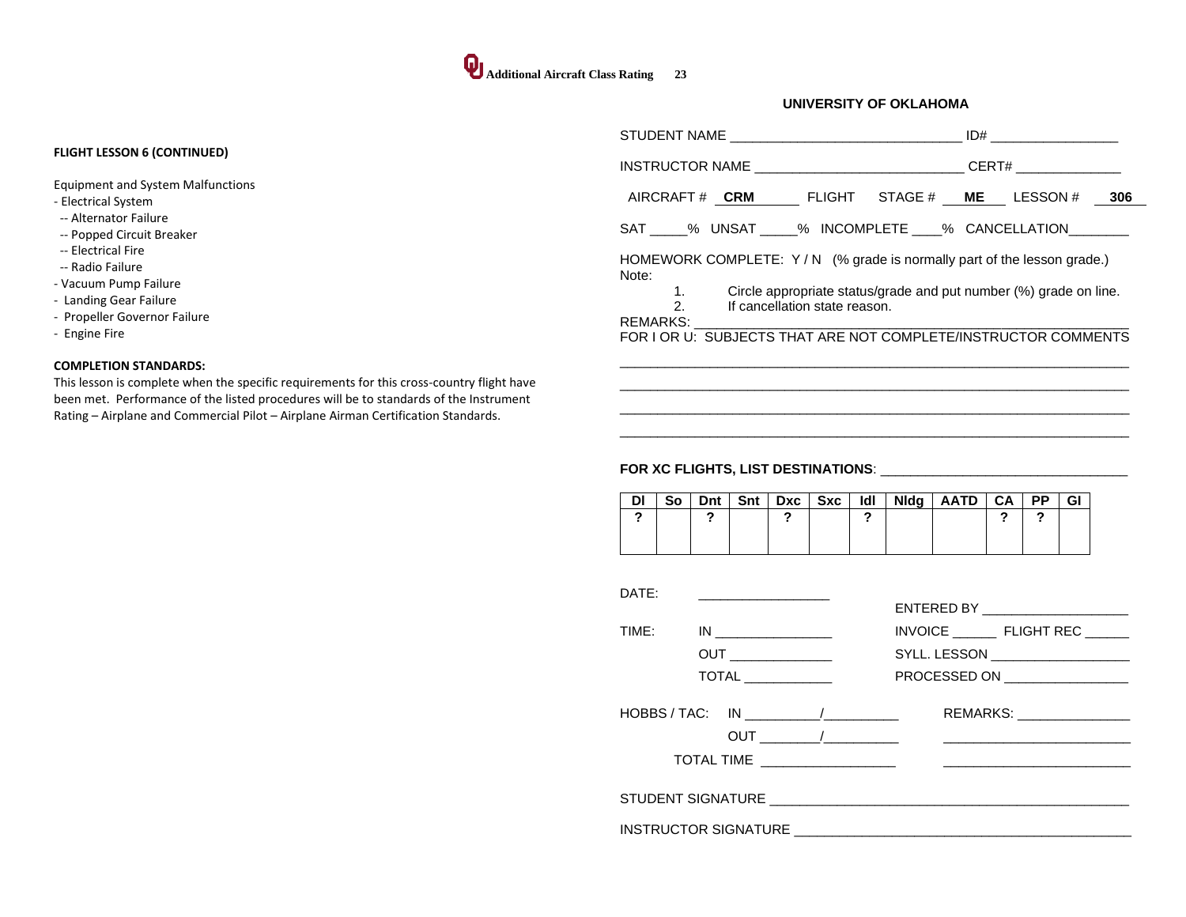**FLIGHT LESSON 6 (CONTINUED)**

Equipment and System Malfunctions
- Electrical System
  - -- Alternator Failure
  - -- Popped Circuit Breaker
  - -- Electrical Fire
  - -- Radio Failure
- Vacuum Pump Failure
- Landing Gear Failure
- Propeller Governor Failure
- Engine Fire

**COMPLETION STANDARDS:**

This lesson is complete when the specific requirements for this cross-country flight have been met. Performance of the listed procedures will be to standards of the Instrument Rating – Airplane and Commercial Pilot – Airplane Airman Certification Standards.

**UNIVERSITY OF OKLAHOMA**

STUDENT NAME ______________________________ ID# _________________

INSTRUCTOR NAME ____________________________ CERT# ______________

AIRCRAFT # **CRM** FLIGHT STAGE # **ME** LESSON # **306**

SAT _____% UNSAT _____% INCOMPLETE ____% CANCELLATION________

HOMEWORK COMPLETE: Y / N (% grade is normally part of the lesson grade.)

Note:

1. Circle appropriate status/grade and put number (%) grade on line.
2. If cancellation state reason.

REMARKS: ________________________________________________________

FOR I OR U: SUBJECTS THAT ARE NOT COMPLETE/INSTRUCTOR COMMENTS

___________________________________________________________________

___________________________________________________________________

___________________________________________________________________

___________________________________________________________________

**FOR XC FLIGHTS, LIST DESTINATIONS**: ________________________________

| DI | So | Dnt | Snt | Dxc | Sxc | Idl | Nldg | AATD | CA | PP | GI |
|---|---|---|---|---|---|---|---|---|---|---|---|
| ? | | ? | | ? | | ? | | | ? | ? | |

DATE: __________________

TIME: IN ________________ OUT ______________ TOTAL ____________

ENTERED BY ___________________

INVOICE ______ FLIGHT REC ______

SYLL. LESSON ___________________

PROCESSED ON _________________

HOBBS / TAC: IN __________/__________ OUT ________/__________

TOTAL TIME __________________

REMARKS: _______________

_________________________

_________________________

STUDENT SIGNATURE ________________________________________________

INSTRUCTOR SIGNATURE _____________________________________________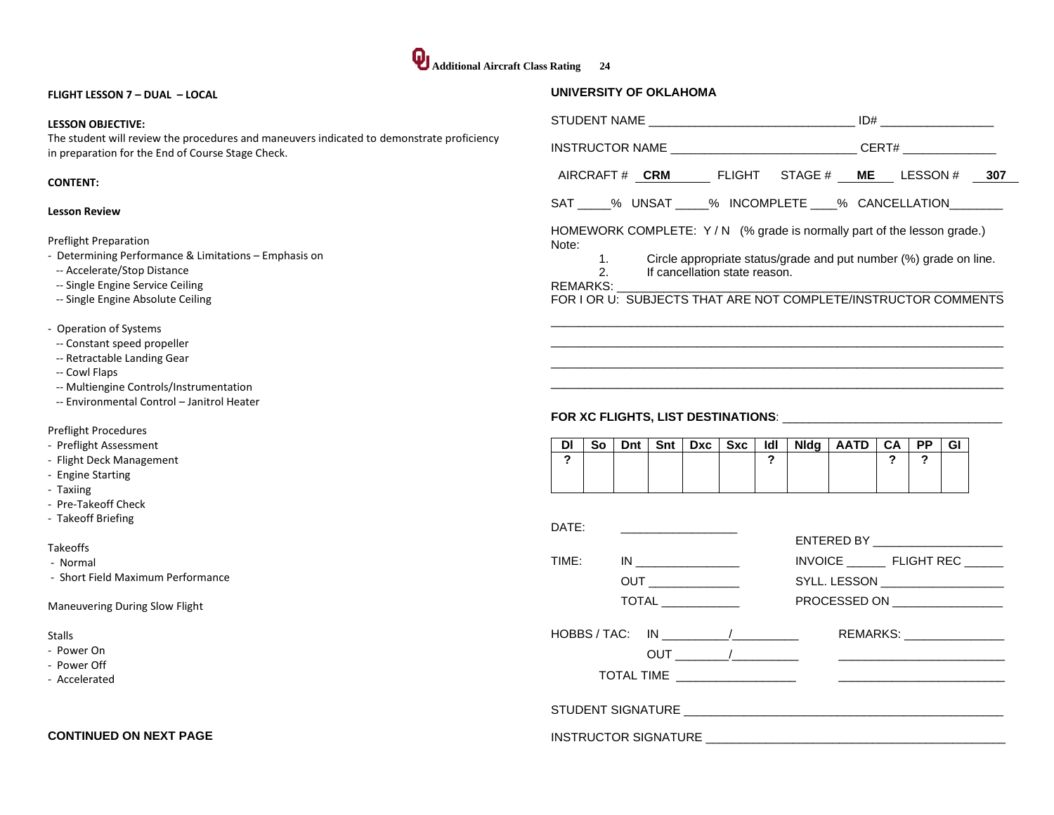**FLIGHT LESSON 7 – DUAL – LOCAL**

**LESSON OBJECTIVE:**
The student will review the procedures and maneuvers indicated to demonstrate proficiency in preparation for the End of Course Stage Check.

**CONTENT:**

**Lesson Review**

Preflight Preparation
- Determining Performance & Limitations – Emphasis on
  - -- Accelerate/Stop Distance
  - -- Single Engine Service Ceiling
  - -- Single Engine Absolute Ceiling

- Operation of Systems
  - -- Constant speed propeller
  - -- Retractable Landing Gear
  - -- Cowl Flaps
  - -- Multiengine Controls/Instrumentation
  - -- Environmental Control – Janitrol Heater

Preflight Procedures
- Preflight Assessment
- Flight Deck Management
- Engine Starting
- Taxiing
- Pre-Takeoff Check
- Takeoff Briefing

Takeoffs
- Normal
- Short Field Maximum Performance

Maneuvering During Slow Flight

Stalls
- Power On
- Power Off
- Accelerated

**CONTINUED ON NEXT PAGE**

**UNIVERSITY OF OKLAHOMA**

STUDENT NAME ______________________________ ID# _________________

INSTRUCTOR NAME ___________________________ CERT# ______________

AIRCRAFT # **CRM** FLIGHT STAGE # **ME** LESSON # **307**

SAT _____% UNSAT _____% INCOMPLETE ____% CANCELLATION________

HOMEWORK COMPLETE: Y / N (% grade is normally part of the lesson grade.)
Note:
1. Circle appropriate status/grade and put number (%) grade on line.
2. If cancellation state reason.

REMARKS: ________________________________________________________
FOR I OR U: SUBJECTS THAT ARE NOT COMPLETE/INSTRUCTOR COMMENTS

__________________________________________________________________
__________________________________________________________________
__________________________________________________________________
__________________________________________________________________

**FOR XC FLIGHTS, LIST DESTINATIONS**: ________________________________

| DI | So | Dnt | Snt | Dxc | Sxc | IdI | Nldg | AATD | CA | PP | GI |
|---|---|---|---|---|---|---|---|---|---|---|---|
| ? | | | | | | ? | | | ? | ? | |

DATE: _________________

ENTERED BY ___________________

TIME: IN ________________ INVOICE ______ FLIGHT REC ______

OUT ______________ SYLL. LESSON ___________________

TOTAL ____________ PROCESSED ON _________________

HOBBS / TAC: IN __________/__________ REMARKS: _______________

OUT ________/__________ _________________________

TOTAL TIME __________________ _________________________

STUDENT SIGNATURE _______________________________________________

INSTRUCTOR SIGNATURE ____________________________________________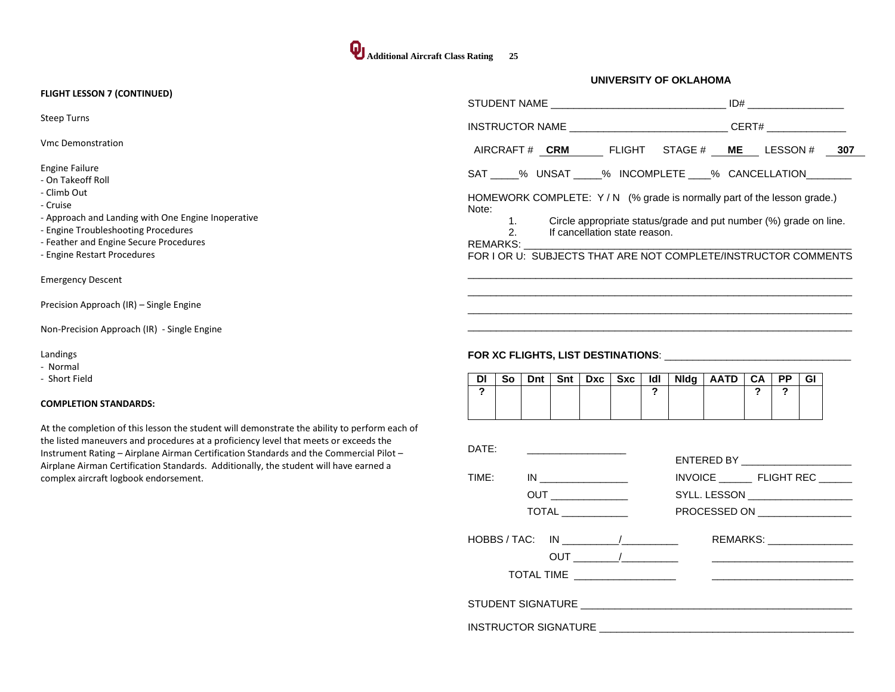**FLIGHT LESSON 7 (CONTINUED)**

Steep Turns

Vmc Demonstration

Engine Failure
- On Takeoff Roll
- Climb Out
- Cruise
- Approach and Landing with One Engine Inoperative
- Engine Troubleshooting Procedures
- Feather and Engine Secure Procedures
- Engine Restart Procedures

Emergency Descent

Precision Approach (IR) – Single Engine

Non-Precision Approach (IR) - Single Engine

Landings
- Normal
- Short Field

**COMPLETION STANDARDS:**

At the completion of this lesson the student will demonstrate the ability to perform each of the listed maneuvers and procedures at a proficiency level that meets or exceeds the Instrument Rating – Airplane Airman Certification Standards and the Commercial Pilot – Airplane Airman Certification Standards. Additionally, the student will have earned a complex aircraft logbook endorsement.

**UNIVERSITY OF OKLAHOMA**

STUDENT NAME ______________________________ ID# _________________

INSTRUCTOR NAME ___________________________ CERT# ______________

AIRCRAFT # **CRM** FLIGHT STAGE # **ME** LESSON # **307**

SAT _____% UNSAT _____% INCOMPLETE ____% CANCELLATION________

HOMEWORK COMPLETE: Y / N (% grade is normally part of the lesson grade.)

Note:
1. Circle appropriate status/grade and put number (%) grade on line.
2. If cancellation state reason.

REMARKS: ____________________________________________________________

FOR I OR U: SUBJECTS THAT ARE NOT COMPLETE/INSTRUCTOR COMMENTS

__________________________________________________________________________

__________________________________________________________________________

__________________________________________________________________________

__________________________________________________________________________

**FOR XC FLIGHTS, LIST DESTINATIONS**: _________________________________

| Dl | So | Dnt | Snt | Dxc | Sxc | Idl | Nldg | AATD | CA | PP | GI |
|---|---|---|---|---|---|---|---|---|---|---|---|
| ? | | | | | | ? | | | ? | ? | |

DATE: __________________

TIME: IN ________________

OUT ______________

TOTAL ____________

ENTERED BY ____________________

INVOICE ______ FLIGHT REC ______

SYLL. LESSON ___________________

PROCESSED ON _________________

HOBBS / TAC: IN __________/__________

OUT ________/__________

TOTAL TIME __________________

REMARKS: _______________

_________________________

_________________________

STUDENT SIGNATURE ______________________________________________

INSTRUCTOR SIGNATURE ___________________________________________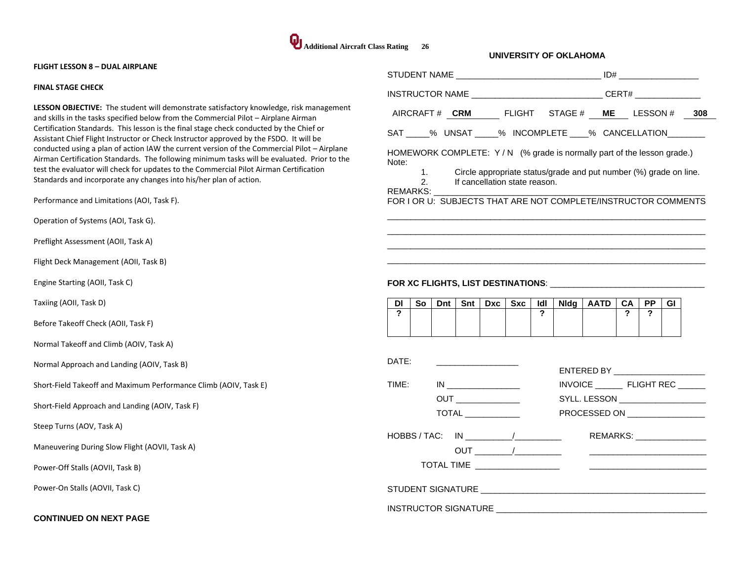## FLIGHT LESSON 8 – DUAL AIRPLANE

**FINAL STAGE CHECK**

**LESSON OBJECTIVE:** The student will demonstrate satisfactory knowledge, risk management and skills in the tasks specified below from the Commercial Pilot – Airplane Airman Certification Standards. This lesson is the final stage check conducted by the Chief or Assistant Chief Flight Instructor or Check Instructor approved by the FSDO. It will be conducted using a plan of action IAW the current version of the Commercial Pilot – Airplane Airman Certification Standards. The following minimum tasks will be evaluated. Prior to the test the evaluator will check for updates to the Commercial Pilot Airman Certification Standards and incorporate any changes into his/her plan of action.

Performance and Limitations (AOI, Task F).

Operation of Systems (AOI, Task G).

Preflight Assessment (AOII, Task A)

Flight Deck Management (AOII, Task B)

Engine Starting (AOII, Task C)

Taxiing (AOII, Task D)

Before Takeoff Check (AOII, Task F)

Normal Takeoff and Climb (AOIV, Task A)

Normal Approach and Landing (AOIV, Task B)

Short-Field Takeoff and Maximum Performance Climb (AOIV, Task E)

Short-Field Approach and Landing (AOIV, Task F)

Steep Turns (AOV, Task A)

Maneuvering During Slow Flight (AOVII, Task A)

Power-Off Stalls (AOVII, Task B)

Power-On Stalls (AOVII, Task C)

**CONTINUED ON NEXT PAGE**

**UNIVERSITY OF OKLAHOMA**

STUDENT NAME ______________________________ ID# _________________

INSTRUCTOR NAME ___________________________ CERT# ______________

AIRCRAFT # **CRM** FLIGHT STAGE # **ME** LESSON # **308**

SAT _____% UNSAT _____% INCOMPLETE ____% CANCELLATION________

HOMEWORK COMPLETE: Y / N (% grade is normally part of the lesson grade.)

Note:

1. Circle appropriate status/grade and put number (%) grade on line.
2. If cancellation state reason.

REMARKS: ______________________________________________________

FOR I OR U: SUBJECTS THAT ARE NOT COMPLETE/INSTRUCTOR COMMENTS

__________________________________________________________________

__________________________________________________________________

__________________________________________________________________

__________________________________________________________________

**FOR XC FLIGHTS, LIST DESTINATIONS**: _________________________________

| DI | So | Dnt | Snt | Dxc | Sxc | Idl | Nldg | AATD | CA | PP | GI |
|---|---|---|---|---|---|---|---|---|---|---|---|
| ? | | | | | | ? | | | ? | ? | |

DATE: __________________

TIME: IN ________________

OUT ______________

TOTAL ____________

ENTERED BY ____________________

INVOICE ______ FLIGHT REC ______

SYLL. LESSON ___________________

PROCESSED ON _________________

HOBBS / TAC: IN __________/__________

OUT ________/__________

TOTAL TIME __________________

REMARKS: _______________

_________________________

_________________________

STUDENT SIGNATURE ______________________________________________

INSTRUCTOR SIGNATURE ____________________________________________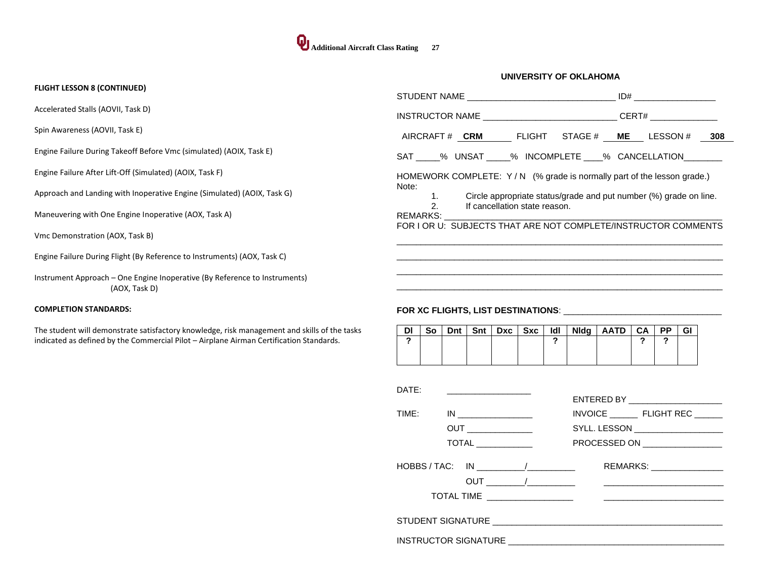**FLIGHT LESSON 8 (CONTINUED)**

Accelerated Stalls (AOVII, Task D)

Spin Awareness (AOVII, Task E)

Engine Failure During Takeoff Before Vmc (simulated) (AOIX, Task E)

Engine Failure After Lift-Off (Simulated) (AOIX, Task F)

Approach and Landing with Inoperative Engine (Simulated) (AOIX, Task G)

Maneuvering with One Engine Inoperative (AOX, Task A)

Vmc Demonstration (AOX, Task B)

Engine Failure During Flight (By Reference to Instruments) (AOX, Task C)

Instrument Approach – One Engine Inoperative (By Reference to Instruments) (AOX, Task D)

**COMPLETION STANDARDS:**

The student will demonstrate satisfactory knowledge, risk management and skills of the tasks indicated as defined by the Commercial Pilot – Airplane Airman Certification Standards.

**UNIVERSITY OF OKLAHOMA**

STUDENT NAME ______________________________ ID# _________________

INSTRUCTOR NAME ____________________________ CERT# ______________

AIRCRAFT # **CRM** FLIGHT STAGE # **ME** LESSON # **308**

SAT _____% UNSAT _____% INCOMPLETE ____% CANCELLATION________

HOMEWORK COMPLETE: Y / N (% grade is normally part of the lesson grade.)

Note:
1. Circle appropriate status/grade and put number (%) grade on line.
2. If cancellation state reason.

REMARKS: ____________________________________________________________

FOR I OR U: SUBJECTS THAT ARE NOT COMPLETE/INSTRUCTOR COMMENTS

________________________________________________________________________

________________________________________________________________________

________________________________________________________________________

________________________________________________________________________

**FOR XC FLIGHTS, LIST DESTINATIONS**: ________________________________

| DI | So | Dnt | Snt | Dxc | Sxc | Idl | Nldg | AATD | CA | PP | GI |
|---|---|---|---|---|---|---|---|---|---|---|---|
| ? | | | | | | ? | | | ? | ? | |

DATE: __________________

ENTERED BY ____________________

TIME: IN ________________

INVOICE ______ FLIGHT REC ______

OUT ______________

SYLL. LESSON ___________________

TOTAL ____________

PROCESSED ON _________________

HOBBS / TAC: IN __________/__________

REMARKS: _______________

OUT ________/__________

_________________________

TOTAL TIME __________________

_________________________

STUDENT SIGNATURE ______________________________________________

INSTRUCTOR SIGNATURE ___________________________________________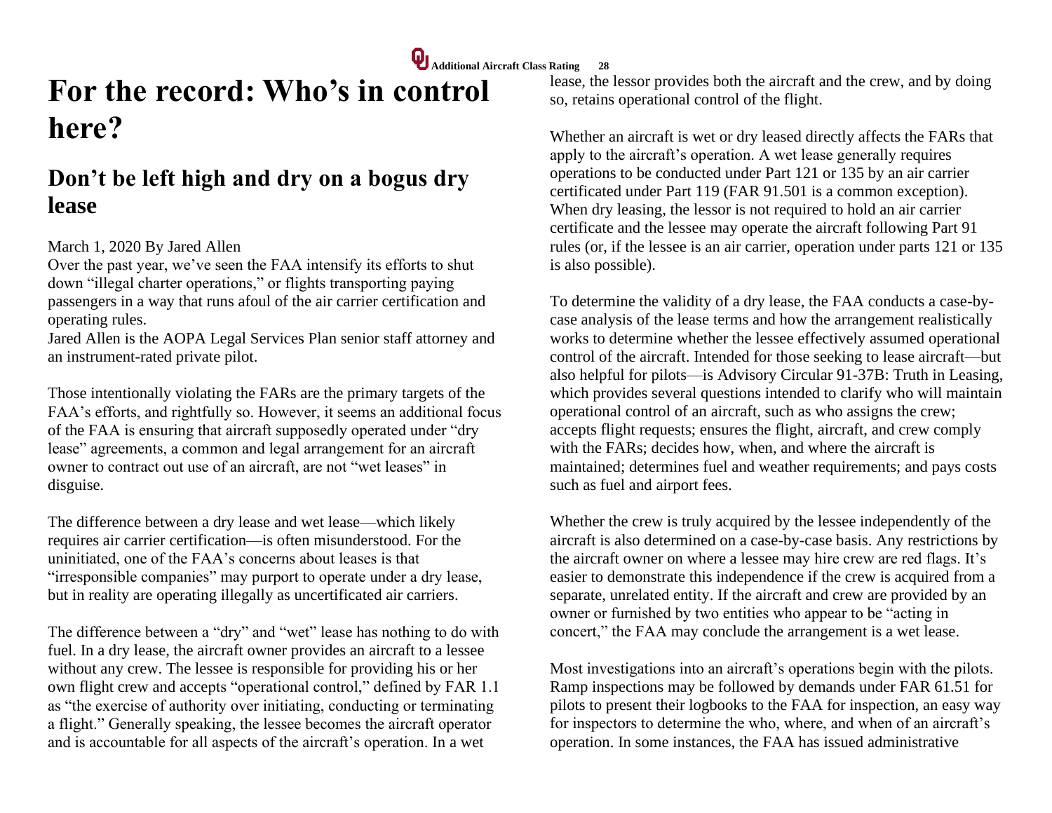# For the record: Who's in control here?

## Don't be left high and dry on a bogus dry lease

March 1, 2020 By Jared Allen

Over the past year, we've seen the FAA intensify its efforts to shut down "illegal charter operations," or flights transporting paying passengers in a way that runs afoul of the air carrier certification and operating rules.

Jared Allen is the AOPA Legal Services Plan senior staff attorney and an instrument-rated private pilot.

Those intentionally violating the FARs are the primary targets of the FAA's efforts, and rightfully so. However, it seems an additional focus of the FAA is ensuring that aircraft supposedly operated under "dry lease" agreements, a common and legal arrangement for an aircraft owner to contract out use of an aircraft, are not "wet leases" in disguise.

The difference between a dry lease and wet lease—which likely requires air carrier certification—is often misunderstood. For the uninitiated, one of the FAA's concerns about leases is that "irresponsible companies" may purport to operate under a dry lease, but in reality are operating illegally as uncertificated air carriers.

The difference between a "dry" and "wet" lease has nothing to do with fuel. In a dry lease, the aircraft owner provides an aircraft to a lessee without any crew. The lessee is responsible for providing his or her own flight crew and accepts "operational control," defined by FAR 1.1 as "the exercise of authority over initiating, conducting or terminating a flight." Generally speaking, the lessee becomes the aircraft operator and is accountable for all aspects of the aircraft's operation. In a wet lease, the lessor provides both the aircraft and the crew, and by doing so, retains operational control of the flight.

Whether an aircraft is wet or dry leased directly affects the FARs that apply to the aircraft's operation. A wet lease generally requires operations to be conducted under Part 121 or 135 by an air carrier certificated under Part 119 (FAR 91.501 is a common exception). When dry leasing, the lessor is not required to hold an air carrier certificate and the lessee may operate the aircraft following Part 91 rules (or, if the lessee is an air carrier, operation under parts 121 or 135 is also possible).

To determine the validity of a dry lease, the FAA conducts a case-by-case analysis of the lease terms and how the arrangement realistically works to determine whether the lessee effectively assumed operational control of the aircraft. Intended for those seeking to lease aircraft—but also helpful for pilots—is Advisory Circular 91-37B: Truth in Leasing, which provides several questions intended to clarify who will maintain operational control of an aircraft, such as who assigns the crew; accepts flight requests; ensures the flight, aircraft, and crew comply with the FARs; decides how, when, and where the aircraft is maintained; determines fuel and weather requirements; and pays costs such as fuel and airport fees.

Whether the crew is truly acquired by the lessee independently of the aircraft is also determined on a case-by-case basis. Any restrictions by the aircraft owner on where a lessee may hire crew are red flags. It's easier to demonstrate this independence if the crew is acquired from a separate, unrelated entity. If the aircraft and crew are provided by an owner or furnished by two entities who appear to be "acting in concert," the FAA may conclude the arrangement is a wet lease.

Most investigations into an aircraft's operations begin with the pilots. Ramp inspections may be followed by demands under FAR 61.51 for pilots to present their logbooks to the FAA for inspection, an easy way for inspectors to determine the who, where, and when of an aircraft's operation. In some instances, the FAA has issued administrative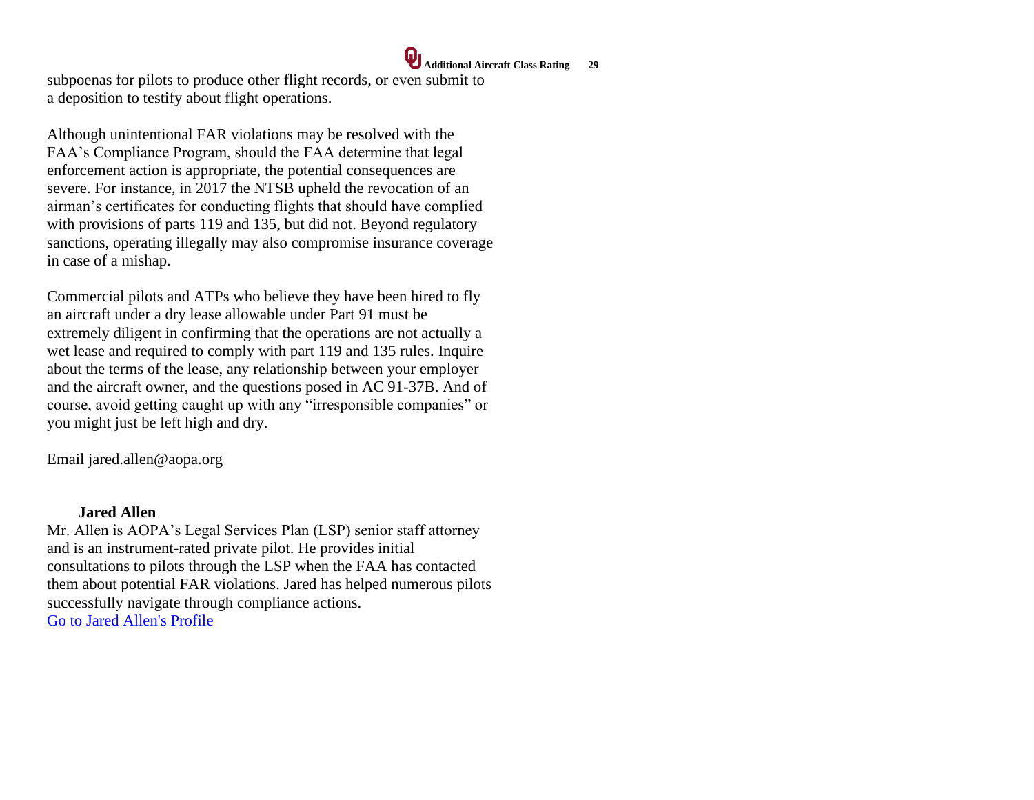subpoenas for pilots to produce other flight records, or even submit to a deposition to testify about flight operations.

Although unintentional FAR violations may be resolved with the FAA's Compliance Program, should the FAA determine that legal enforcement action is appropriate, the potential consequences are severe. For instance, in 2017 the NTSB upheld the revocation of an airman's certificates for conducting flights that should have complied with provisions of parts 119 and 135, but did not. Beyond regulatory sanctions, operating illegally may also compromise insurance coverage in case of a mishap.

Commercial pilots and ATPs who believe they have been hired to fly an aircraft under a dry lease allowable under Part 91 must be extremely diligent in confirming that the operations are not actually a wet lease and required to comply with part 119 and 135 rules. Inquire about the terms of the lease, any relationship between your employer and the aircraft owner, and the questions posed in AC 91-37B. And of course, avoid getting caught up with any "irresponsible companies" or you might just be left high and dry.

Email jared.allen@aopa.org

**Jared Allen**

Mr. Allen is AOPA's Legal Services Plan (LSP) senior staff attorney and is an instrument-rated private pilot. He provides initial consultations to pilots through the LSP when the FAA has contacted them about potential FAR violations. Jared has helped numerous pilots successfully navigate through compliance actions.

Go to Jared Allen's Profile